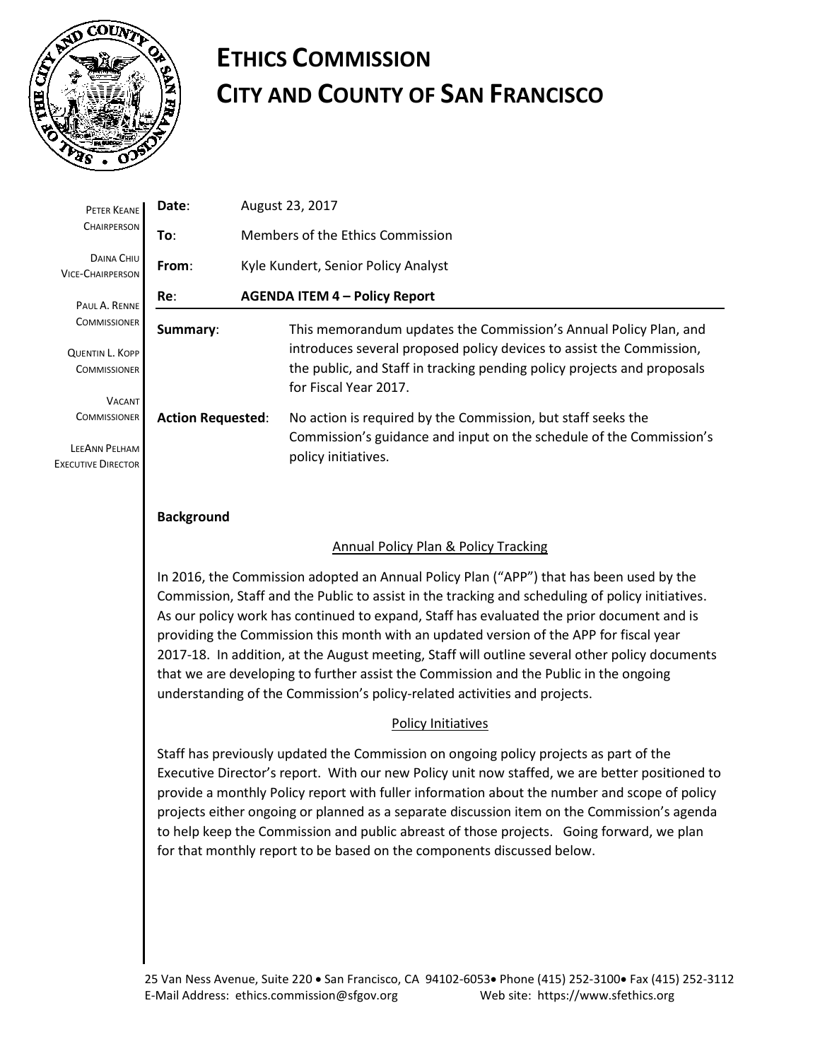# ETHICS COMMISSION
# CITY AND COUNTY OF SAN FRANCISCO

PETER KEANE
CHAIRPERSON

DAINA CHIU
VICE-CHAIRPERSON

PAUL A. RENNE
COMMISSIONER

QUENTIN L. KOPP
COMMISSIONER

VACANT
COMMISSIONER

LEEANN PELHAM
EXECUTIVE DIRECTOR

**Date**: August 23, 2017

**To**: Members of the Ethics Commission

**From**: Kyle Kundert, Senior Policy Analyst

**Re**: **AGENDA ITEM 4 – Policy Report**

**Summary**: This memorandum updates the Commission's Annual Policy Plan, and introduces several proposed policy devices to assist the Commission, the public, and Staff in tracking pending policy projects and proposals for Fiscal Year 2017.

**Action Requested**: No action is required by the Commission, but staff seeks the Commission's guidance and input on the schedule of the Commission's policy initiatives.

**Background**

Annual Policy Plan & Policy Tracking

In 2016, the Commission adopted an Annual Policy Plan ("APP") that has been used by the Commission, Staff and the Public to assist in the tracking and scheduling of policy initiatives. As our policy work has continued to expand, Staff has evaluated the prior document and is providing the Commission this month with an updated version of the APP for fiscal year 2017-18. In addition, at the August meeting, Staff will outline several other policy documents that we are developing to further assist the Commission and the Public in the ongoing understanding of the Commission's policy-related activities and projects.

Policy Initiatives

Staff has previously updated the Commission on ongoing policy projects as part of the Executive Director's report. With our new Policy unit now staffed, we are better positioned to provide a monthly Policy report with fuller information about the number and scope of policy projects either ongoing or planned as a separate discussion item on the Commission's agenda to help keep the Commission and public abreast of those projects. Going forward, we plan for that monthly report to be based on the components discussed below.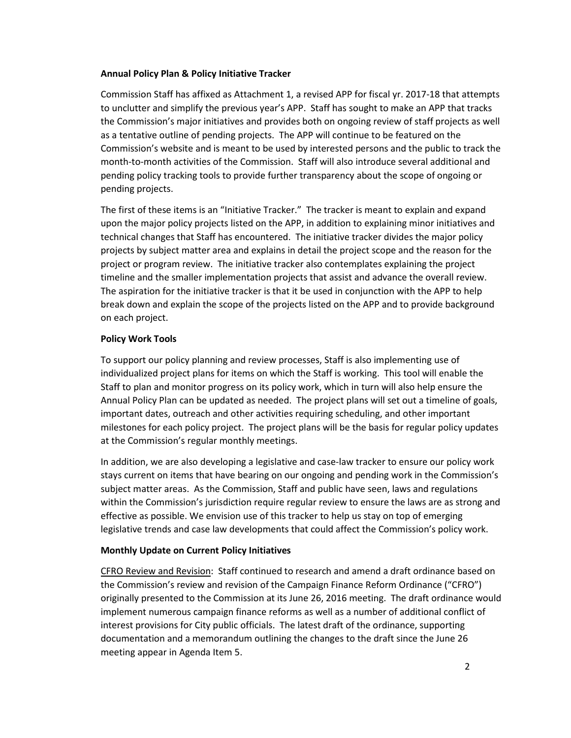**Annual Policy Plan & Policy Initiative Tracker**

Commission Staff has affixed as Attachment 1, a revised APP for fiscal yr. 2017-18 that attempts to unclutter and simplify the previous year's APP. Staff has sought to make an APP that tracks the Commission's major initiatives and provides both on ongoing review of staff projects as well as a tentative outline of pending projects. The APP will continue to be featured on the Commission's website and is meant to be used by interested persons and the public to track the month-to-month activities of the Commission. Staff will also introduce several additional and pending policy tracking tools to provide further transparency about the scope of ongoing or pending projects.

The first of these items is an "Initiative Tracker." The tracker is meant to explain and expand upon the major policy projects listed on the APP, in addition to explaining minor initiatives and technical changes that Staff has encountered. The initiative tracker divides the major policy projects by subject matter area and explains in detail the project scope and the reason for the project or program review. The initiative tracker also contemplates explaining the project timeline and the smaller implementation projects that assist and advance the overall review. The aspiration for the initiative tracker is that it be used in conjunction with the APP to help break down and explain the scope of the projects listed on the APP and to provide background on each project.

**Policy Work Tools**

To support our policy planning and review processes, Staff is also implementing use of individualized project plans for items on which the Staff is working. This tool will enable the Staff to plan and monitor progress on its policy work, which in turn will also help ensure the Annual Policy Plan can be updated as needed. The project plans will set out a timeline of goals, important dates, outreach and other activities requiring scheduling, and other important milestones for each policy project. The project plans will be the basis for regular policy updates at the Commission's regular monthly meetings.

In addition, we are also developing a legislative and case-law tracker to ensure our policy work stays current on items that have bearing on our ongoing and pending work in the Commission's subject matter areas. As the Commission, Staff and public have seen, laws and regulations within the Commission's jurisdiction require regular review to ensure the laws are as strong and effective as possible. We envision use of this tracker to help us stay on top of emerging legislative trends and case law developments that could affect the Commission's policy work.

**Monthly Update on Current Policy Initiatives**

<u>CFRO Review and Revision</u>: Staff continued to research and amend a draft ordinance based on the Commission's review and revision of the Campaign Finance Reform Ordinance ("CFRO") originally presented to the Commission at its June 26, 2016 meeting. The draft ordinance would implement numerous campaign finance reforms as well as a number of additional conflict of interest provisions for City public officials. The latest draft of the ordinance, supporting documentation and a memorandum outlining the changes to the draft since the June 26 meeting appear in Agenda Item 5.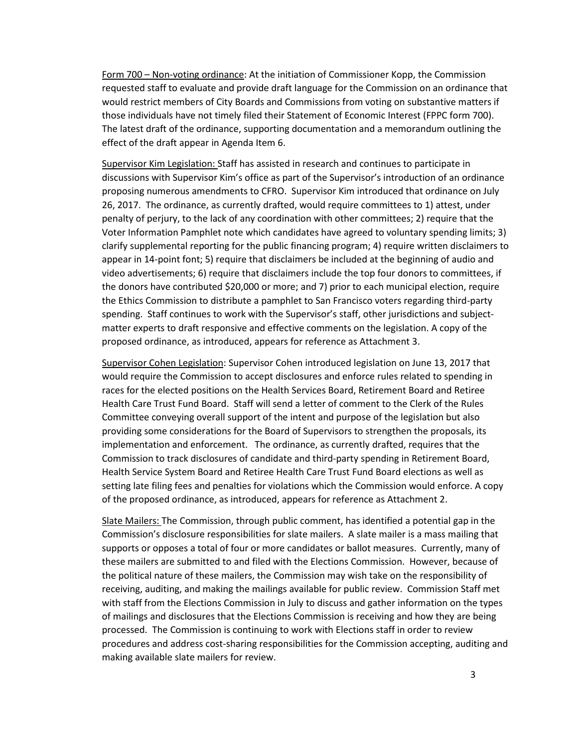Form 700 – Non-voting ordinance: At the initiation of Commissioner Kopp, the Commission requested staff to evaluate and provide draft language for the Commission on an ordinance that would restrict members of City Boards and Commissions from voting on substantive matters if those individuals have not timely filed their Statement of Economic Interest (FPPC form 700). The latest draft of the ordinance, supporting documentation and a memorandum outlining the effect of the draft appear in Agenda Item 6.

Supervisor Kim Legislation: Staff has assisted in research and continues to participate in discussions with Supervisor Kim's office as part of the Supervisor's introduction of an ordinance proposing numerous amendments to CFRO. Supervisor Kim introduced that ordinance on July 26, 2017. The ordinance, as currently drafted, would require committees to 1) attest, under penalty of perjury, to the lack of any coordination with other committees; 2) require that the Voter Information Pamphlet note which candidates have agreed to voluntary spending limits; 3) clarify supplemental reporting for the public financing program; 4) require written disclaimers to appear in 14-point font; 5) require that disclaimers be included at the beginning of audio and video advertisements; 6) require that disclaimers include the top four donors to committees, if the donors have contributed $20,000 or more; and 7) prior to each municipal election, require the Ethics Commission to distribute a pamphlet to San Francisco voters regarding third-party spending. Staff continues to work with the Supervisor's staff, other jurisdictions and subject-matter experts to draft responsive and effective comments on the legislation. A copy of the proposed ordinance, as introduced, appears for reference as Attachment 3.

Supervisor Cohen Legislation: Supervisor Cohen introduced legislation on June 13, 2017 that would require the Commission to accept disclosures and enforce rules related to spending in races for the elected positions on the Health Services Board, Retirement Board and Retiree Health Care Trust Fund Board. Staff will send a letter of comment to the Clerk of the Rules Committee conveying overall support of the intent and purpose of the legislation but also providing some considerations for the Board of Supervisors to strengthen the proposals, its implementation and enforcement. The ordinance, as currently drafted, requires that the Commission to track disclosures of candidate and third-party spending in Retirement Board, Health Service System Board and Retiree Health Care Trust Fund Board elections as well as setting late filing fees and penalties for violations which the Commission would enforce. A copy of the proposed ordinance, as introduced, appears for reference as Attachment 2.

Slate Mailers: The Commission, through public comment, has identified a potential gap in the Commission's disclosure responsibilities for slate mailers. A slate mailer is a mass mailing that supports or opposes a total of four or more candidates or ballot measures. Currently, many of these mailers are submitted to and filed with the Elections Commission. However, because of the political nature of these mailers, the Commission may wish take on the responsibility of receiving, auditing, and making the mailings available for public review. Commission Staff met with staff from the Elections Commission in July to discuss and gather information on the types of mailings and disclosures that the Elections Commission is receiving and how they are being processed. The Commission is continuing to work with Elections staff in order to review procedures and address cost-sharing responsibilities for the Commission accepting, auditing and making available slate mailers for review.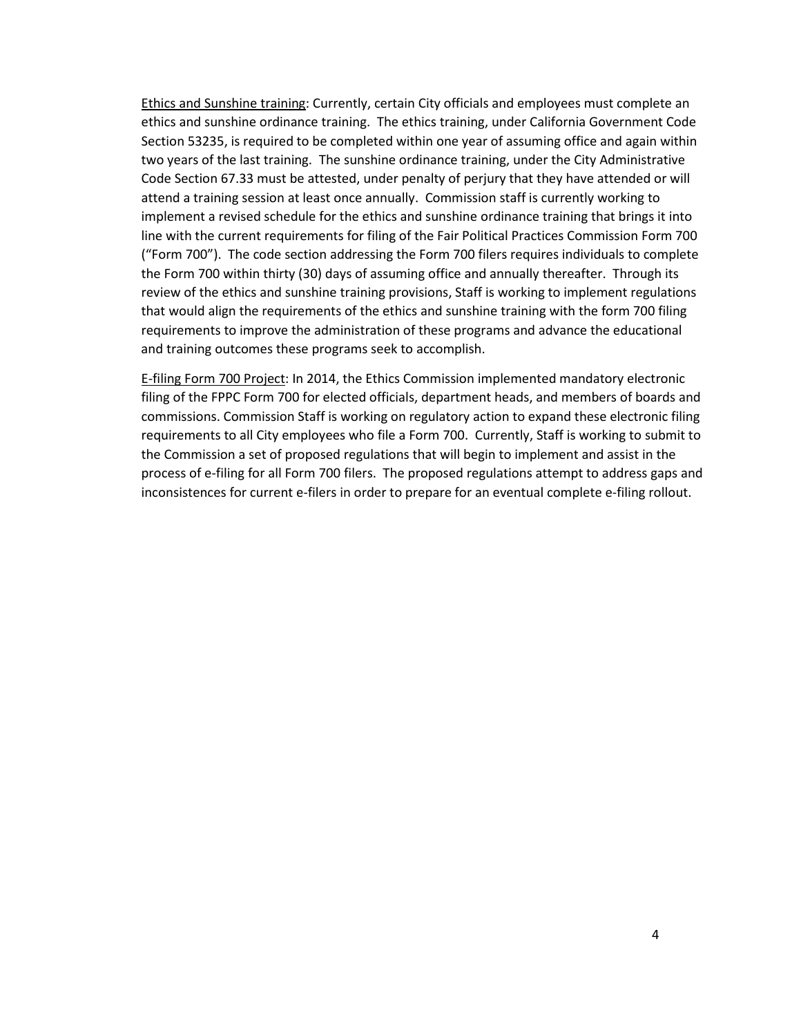Ethics and Sunshine training: Currently, certain City officials and employees must complete an ethics and sunshine ordinance training. The ethics training, under California Government Code Section 53235, is required to be completed within one year of assuming office and again within two years of the last training. The sunshine ordinance training, under the City Administrative Code Section 67.33 must be attested, under penalty of perjury that they have attended or will attend a training session at least once annually. Commission staff is currently working to implement a revised schedule for the ethics and sunshine ordinance training that brings it into line with the current requirements for filing of the Fair Political Practices Commission Form 700 ("Form 700"). The code section addressing the Form 700 filers requires individuals to complete the Form 700 within thirty (30) days of assuming office and annually thereafter. Through its review of the ethics and sunshine training provisions, Staff is working to implement regulations that would align the requirements of the ethics and sunshine training with the form 700 filing requirements to improve the administration of these programs and advance the educational and training outcomes these programs seek to accomplish.

E-filing Form 700 Project: In 2014, the Ethics Commission implemented mandatory electronic filing of the FPPC Form 700 for elected officials, department heads, and members of boards and commissions. Commission Staff is working on regulatory action to expand these electronic filing requirements to all City employees who file a Form 700. Currently, Staff is working to submit to the Commission a set of proposed regulations that will begin to implement and assist in the process of e-filing for all Form 700 filers. The proposed regulations attempt to address gaps and inconsistences for current e-filers in order to prepare for an eventual complete e-filing rollout.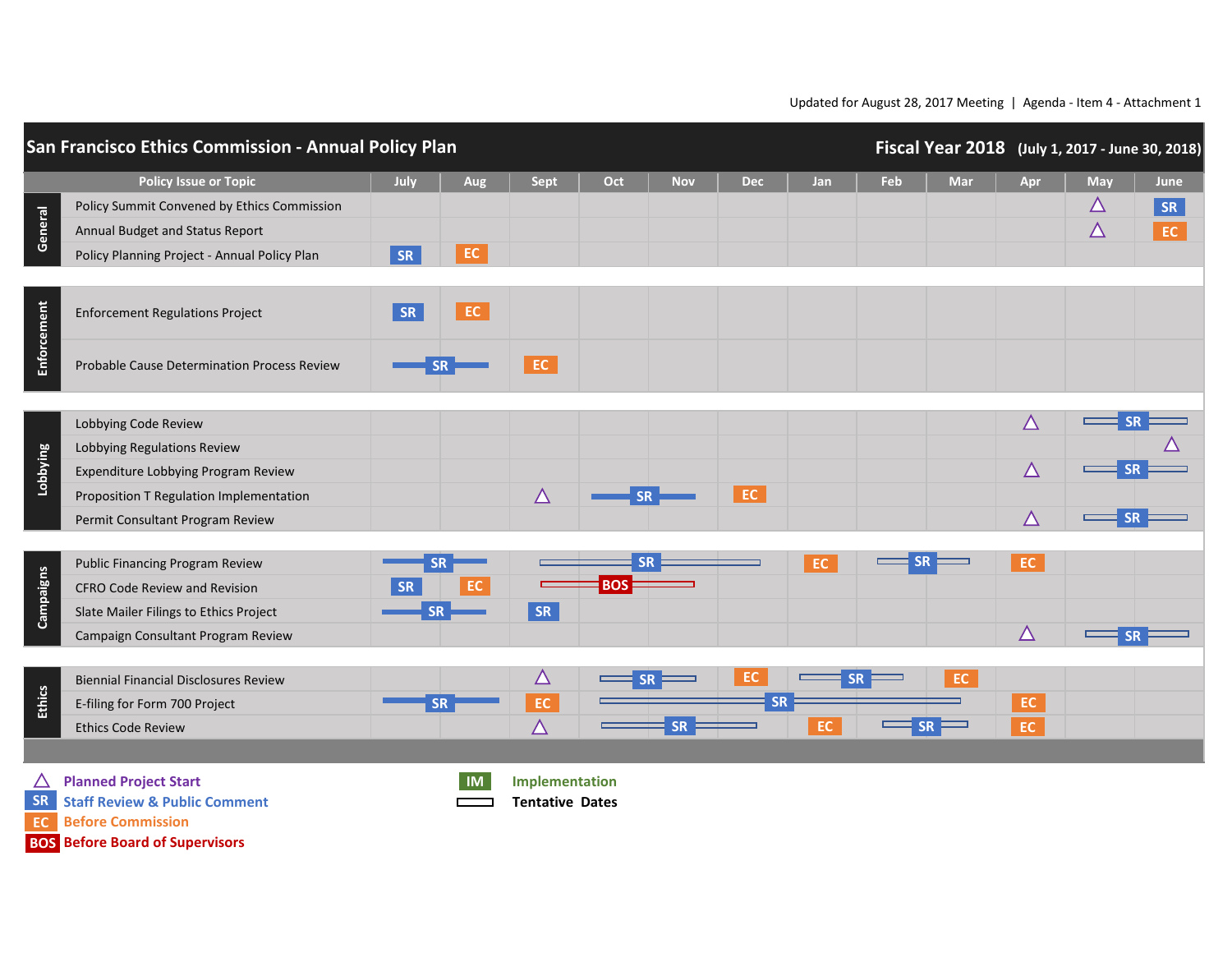Updated for August 28, 2017 Meeting | Agenda - Item 4 - Attachment 1

# San Francisco Ethics Commission - Annual Policy Plan

**Fiscal Year 2018** (July 1, 2017 - June 30, 2018)

| Category | Policy Issue or Topic | July | Aug | Sept | Oct | Nov | Dec | Jan | Feb | Mar | Apr | May | June |
|---|---|---|---|---|---|---|---|---|---|---|---|---|---|
| General | Policy Summit Convened by Ethics Commission | | | | | | | | | | | △ | SR |
| General | Annual Budget and Status Report | | | | | | | | | | | △ | EC |
| General | Policy Planning Project - Annual Policy Plan | SR | EC | | | | | | | | | | |
| Enforcement | Enforcement Regulations Project | SR | EC | | | | | | | | | | |
| Enforcement | Probable Cause Determination Process Review | SR | SR | EC | | | | | | | | | |
| Lobbying | Lobbying Code Review | | | | | | | | | | △ | SR (tentative) | SR (tentative) |
| Lobbying | Lobbying Regulations Review | | | | | | | | | | | | △ |
| Lobbying | Expenditure Lobbying Program Review | | | | | | | | | | △ | SR (tentative) | SR (tentative) |
| Lobbying | Proposition T Regulation Implementation | | | △ | SR | SR | EC | | | | | | |
| Lobbying | Permit Consultant Program Review | | | | | | | | | | △ | SR (tentative) | SR (tentative) |
| Campaigns | Public Financing Program Review | SR | SR | SR (tentative) | SR (tentative) | SR (tentative) | SR (tentative) | EC | SR (tentative) | SR (tentative) | EC | | |
| Campaigns | CFRO Code Review and Revision | SR | EC | BOS (tentative) | BOS (tentative) | BOS (tentative) | | | | | | | |
| Campaigns | Slate Mailer Filings to Ethics Project | SR | SR | SR | | | | | | | | | |
| Campaigns | Campaign Consultant Program Review | | | | | | | | | | △ | SR (tentative) | SR (tentative) |
| Ethics | Biennial Financial Disclosures Review | | | △ | SR (tentative) | SR (tentative) | EC | SR (tentative) | SR (tentative) | EC | | | |
| Ethics | E-filing for Form 700 Project | SR | SR | EC | SR (tentative) | SR (tentative) | SR (tentative) | SR (tentative) | SR (tentative) | SR (tentative) | EC | | |
| Ethics | Ethics Code Review | | | △ | SR (tentative) | SR (tentative) | SR (tentative) | EC | SR (tentative) | SR (tentative) | EC | | |

**Legend:**

- △ Planned Project Start
- SR Staff Review & Public Comment
- EC Before Commission
- BOS Before Board of Supervisors
- IM Implementation
- ▭ Tentative Dates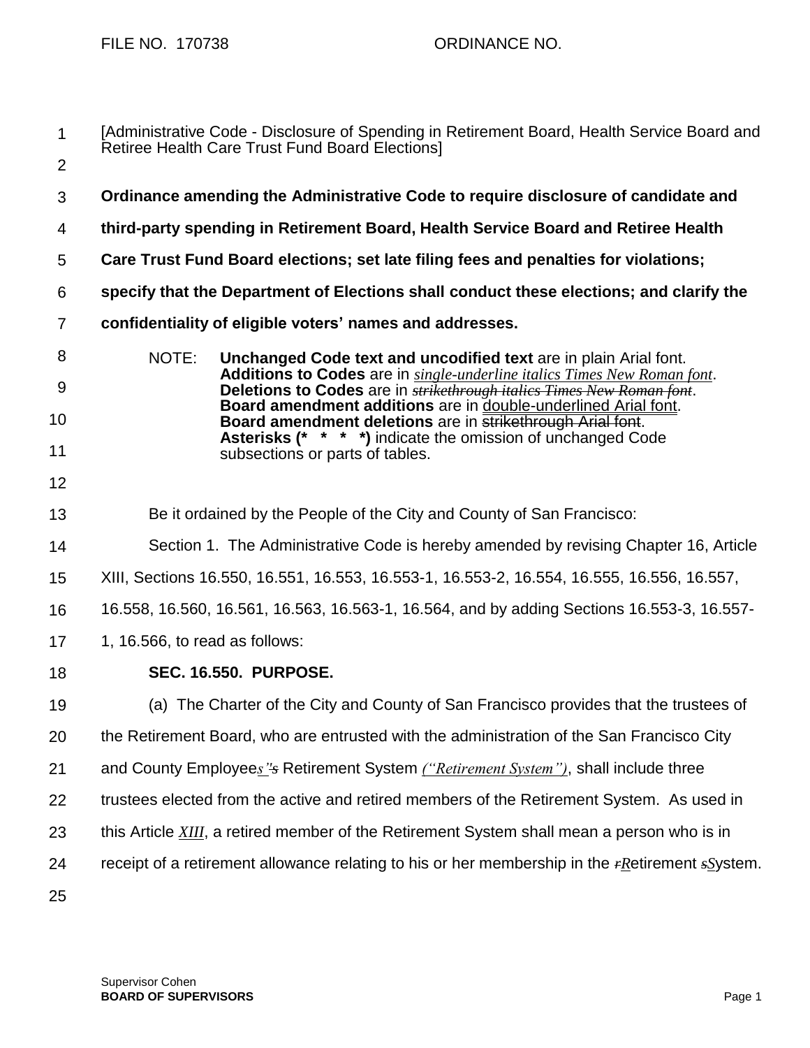FILE NO. 170738 ORDINANCE NO.

[Administrative Code - Disclosure of Spending in Retirement Board, Health Service Board and Retiree Health Care Trust Fund Board Elections]

**Ordinance amending the Administrative Code to require disclosure of candidate and third-party spending in Retirement Board, Health Service Board and Retiree Health Care Trust Fund Board elections; set late filing fees and penalties for violations; specify that the Department of Elections shall conduct these elections; and clarify the confidentiality of eligible voters' names and addresses.**

NOTE: **Unchanged Code text and uncodified text** are in plain Arial font. **Additions to Codes** are in *single-underline italics Times New Roman font*. **Deletions to Codes** are in ~~*strikethrough italics Times New Roman font*~~. **Board amendment additions** are in double-underlined Arial font. **Board amendment deletions** are in ~~strikethrough Arial font~~. **Asterisks (* * * *)** indicate the omission of unchanged Code subsections or parts of tables.

Be it ordained by the People of the City and County of San Francisco:

Section 1. The Administrative Code is hereby amended by revising Chapter 16, Article XIII, Sections 16.550, 16.551, 16.553, 16.553-1, 16.553-2, 16.554, 16.555, 16.556, 16.557, 16.558, 16.560, 16.561, 16.563, 16.563-1, 16.564, and by adding Sections 16.553-3, 16.557-1, 16.566, to read as follows:

**SEC. 16.550. PURPOSE.**

(a) The Charter of the City and County of San Francisco provides that the trustees of the Retirement Board, who are entrusted with the administration of the San Francisco City and County Employee*s"*~~*s*~~ Retirement System *("Retirement System")*, shall include three trustees elected from the active and retired members of the Retirement System. As used in this Article *XIII*, a retired member of the Retirement System shall mean a person who is in receipt of a retirement allowance relating to his or her membership in the ~~*r*~~*R*etirement ~~*s*~~*S*ystem.

Supervisor Cohen
**BOARD OF SUPERVISORS**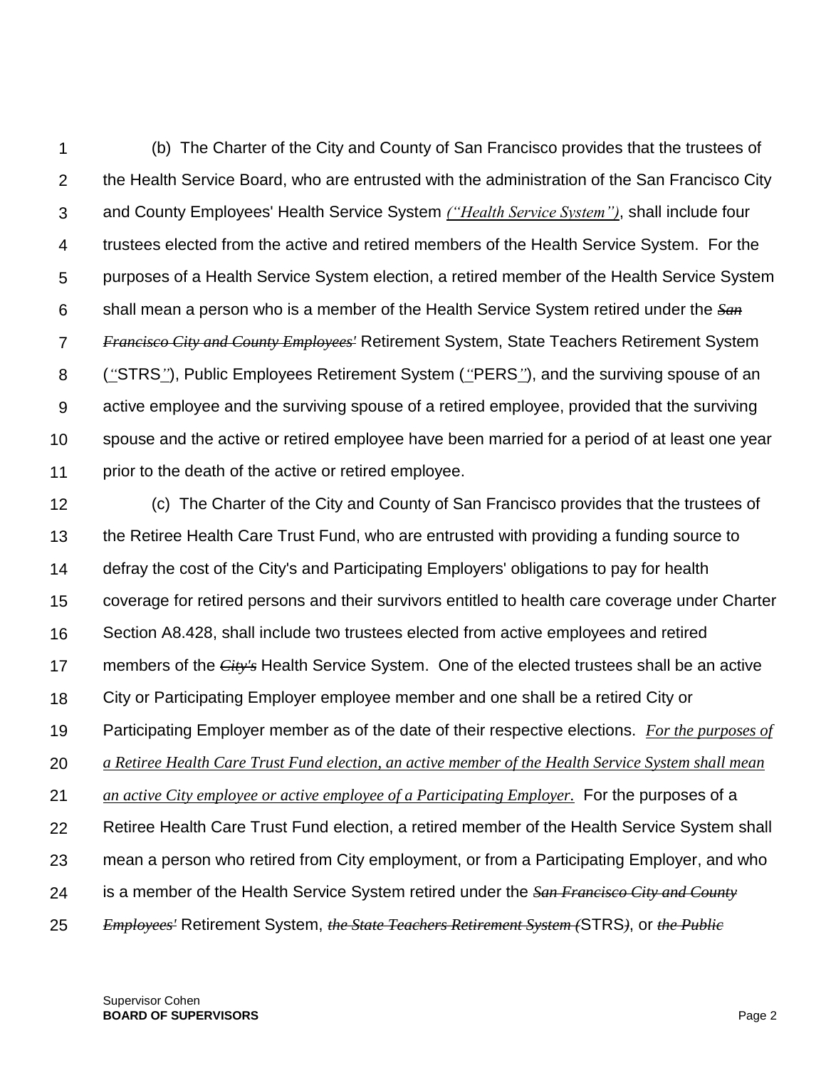(b) The Charter of the City and County of San Francisco provides that the trustees of the Health Service Board, who are entrusted with the administration of the San Francisco City and County Employees' Health Service System *("Health Service System")*, shall include four trustees elected from the active and retired members of the Health Service System. For the purposes of a Health Service System election, a retired member of the Health Service System shall mean a person who is a member of the Health Service System retired under the ~~*San Francisco City and County Employees'*~~ Retirement System, State Teachers Retirement System (*"*STRS*"*), Public Employees Retirement System (*"*PERS*"*), and the surviving spouse of an active employee and the surviving spouse of a retired employee, provided that the surviving spouse and the active or retired employee have been married for a period of at least one year prior to the death of the active or retired employee.

(c) The Charter of the City and County of San Francisco provides that the trustees of the Retiree Health Care Trust Fund, who are entrusted with providing a funding source to defray the cost of the City's and Participating Employers' obligations to pay for health coverage for retired persons and their survivors entitled to health care coverage under Charter Section A8.428, shall include two trustees elected from active employees and retired members of the ~~*City's*~~ Health Service System. One of the elected trustees shall be an active City or Participating Employer employee member and one shall be a retired City or Participating Employer member as of the date of their respective elections. *For the purposes of a Retiree Health Care Trust Fund election, an active member of the Health Service System shall mean an active City employee or active employee of a Participating Employer.* For the purposes of a Retiree Health Care Trust Fund election, a retired member of the Health Service System shall mean a person who retired from City employment, or from a Participating Employer, and who is a member of the Health Service System retired under the ~~*San Francisco City and County Employees'*~~ Retirement System, ~~*the State Teachers Retirement System (*~~STRS~~*)*~~, or ~~*the Public*~~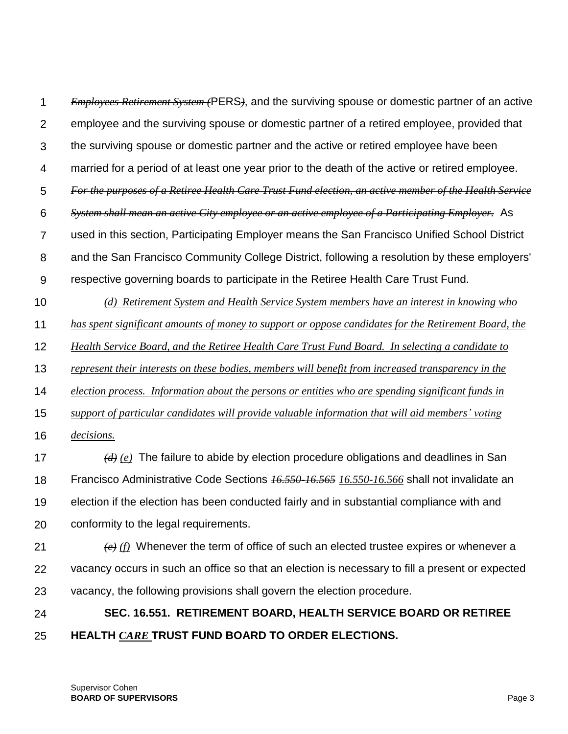~~*Employees Retirement System (*~~PERS~~*)*~~, and the surviving spouse or domestic partner of an active employee and the surviving spouse or domestic partner of a retired employee, provided that the surviving spouse or domestic partner and the active or retired employee have been married for a period of at least one year prior to the death of the active or retired employee. ~~*For the purposes of a Retiree Health Care Trust Fund election, an active member of the Health Service System shall mean an active City employee or an active employee of a Participating Employer.*~~ As used in this section, Participating Employer means the San Francisco Unified School District and the San Francisco Community College District, following a resolution by these employers' respective governing boards to participate in the Retiree Health Care Trust Fund.

<u>*(d) Retirement System and Health Service System members have an interest in knowing who has spent significant amounts of money to support or oppose candidates for the Retirement Board, the Health Service Board, and the Retiree Health Care Trust Fund Board. In selecting a candidate to represent their interests on these bodies, members will benefit from increased transparency in the election process. Information about the persons or entities who are spending significant funds in support of particular candidates will provide valuable information that will aid members' voting decisions.*</u>

~~*(d)*~~ <u>*(e)*</u> The failure to abide by election procedure obligations and deadlines in San Francisco Administrative Code Sections ~~*16.550-16.565*~~ <u>*16.550-16.566*</u> shall not invalidate an election if the election has been conducted fairly and in substantial compliance with and conformity to the legal requirements.

~~*(e)*~~ <u>*(f)*</u> Whenever the term of office of such an elected trustee expires or whenever a vacancy occurs in such an office so that an election is necessary to fill a present or expected vacancy, the following provisions shall govern the election procedure.

**SEC. 16.551. RETIREMENT BOARD, HEALTH SERVICE BOARD OR RETIREE HEALTH <u>*CARE*</u> TRUST FUND BOARD TO ORDER ELECTIONS.**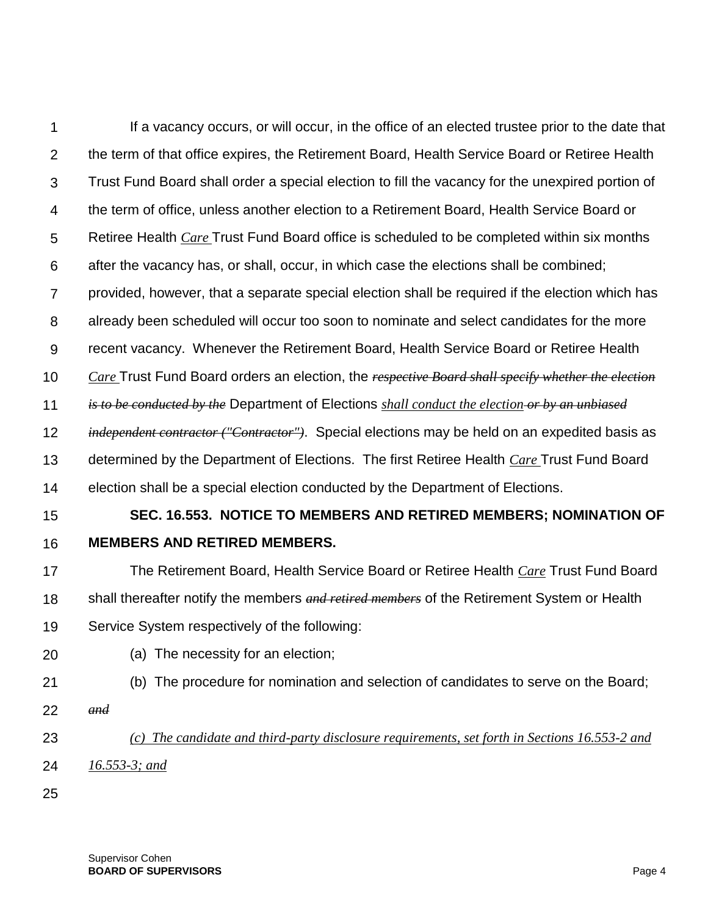If a vacancy occurs, or will occur, in the office of an elected trustee prior to the date that the term of that office expires, the Retirement Board, Health Service Board or Retiree Health Trust Fund Board shall order a special election to fill the vacancy for the unexpired portion of the term of office, unless another election to a Retirement Board, Health Service Board or Retiree Health *Care* Trust Fund Board office is scheduled to be completed within six months after the vacancy has, or shall, occur, in which case the elections shall be combined; provided, however, that a separate special election shall be required if the election which has already been scheduled will occur too soon to nominate and select candidates for the more recent vacancy. Whenever the Retirement Board, Health Service Board or Retiree Health *Care* Trust Fund Board orders an election, the ~~*respective Board shall specify whether the election is to be conducted by the*~~ Department of Elections *shall conduct the election* ~~*or by an unbiased independent contractor ("Contractor")*~~. Special elections may be held on an expedited basis as determined by the Department of Elections. The first Retiree Health *Care* Trust Fund Board election shall be a special election conducted by the Department of Elections.

**SEC. 16.553. NOTICE TO MEMBERS AND RETIRED MEMBERS; NOMINATION OF MEMBERS AND RETIRED MEMBERS.**

The Retirement Board, Health Service Board or Retiree Health *Care* Trust Fund Board shall thereafter notify the members ~~*and retired members*~~ of the Retirement System or Health Service System respectively of the following:

(a) The necessity for an election;

(b) The procedure for nomination and selection of candidates to serve on the Board; ~~*and*~~

*(c) The candidate and third-party disclosure requirements, set forth in Sections 16.553-2 and 16.553-3; and*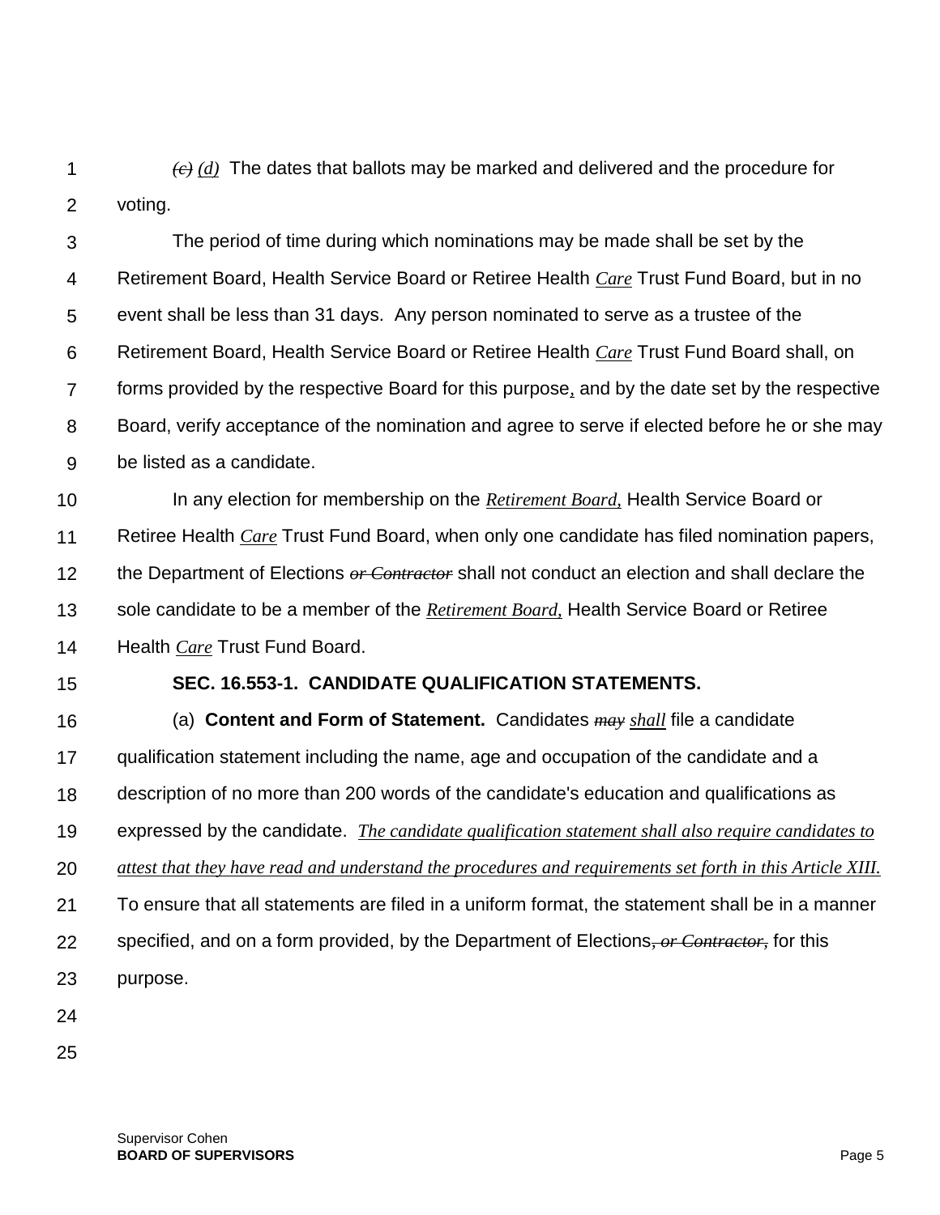~~*(c)*~~ *(d)* The dates that ballots may be marked and delivered and the procedure for voting.

The period of time during which nominations may be made shall be set by the Retirement Board, Health Service Board or Retiree Health *Care* Trust Fund Board, but in no event shall be less than 31 days. Any person nominated to serve as a trustee of the Retirement Board, Health Service Board or Retiree Health *Care* Trust Fund Board shall, on forms provided by the respective Board for this purpose*,* and by the date set by the respective Board, verify acceptance of the nomination and agree to serve if elected before he or she may be listed as a candidate.

In any election for membership on the *Retirement Board,* Health Service Board or Retiree Health *Care* Trust Fund Board, when only one candidate has filed nomination papers, the Department of Elections ~~*or Contractor*~~ shall not conduct an election and shall declare the sole candidate to be a member of the *Retirement Board,* Health Service Board or Retiree Health *Care* Trust Fund Board.

**SEC. 16.553-1. CANDIDATE QUALIFICATION STATEMENTS.**

(a) **Content and Form of Statement.** Candidates ~~*may*~~ *shall* file a candidate qualification statement including the name, age and occupation of the candidate and a description of no more than 200 words of the candidate's education and qualifications as expressed by the candidate. *The candidate qualification statement shall also require candidates to attest that they have read and understand the procedures and requirements set forth in this Article XIII.* To ensure that all statements are filed in a uniform format, the statement shall be in a manner specified, and on a form provided, by the Department of Elections~~*, or Contractor,*~~ for this purpose.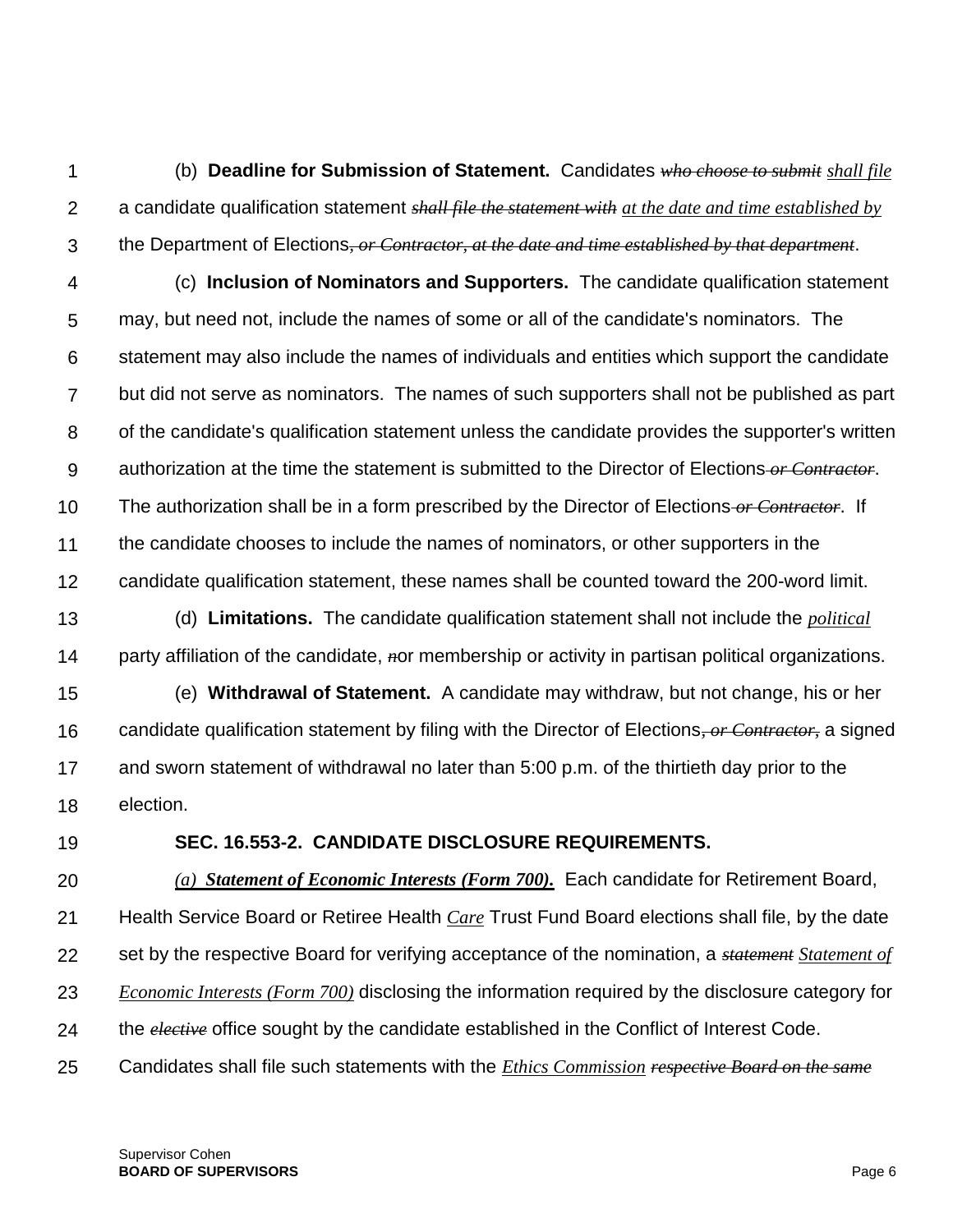(b) **Deadline for Submission of Statement.** Candidates ~~*who choose to submit*~~ *shall file* a candidate qualification statement ~~*shall file the statement with*~~ *at the date and time established by* the Department of Elections~~*, or Contractor, at the date and time established by that department*~~.

(c) **Inclusion of Nominators and Supporters.** The candidate qualification statement may, but need not, include the names of some or all of the candidate's nominators. The statement may also include the names of individuals and entities which support the candidate but did not serve as nominators. The names of such supporters shall not be published as part of the candidate's qualification statement unless the candidate provides the supporter's written authorization at the time the statement is submitted to the Director of Elections ~~*or Contractor*~~. The authorization shall be in a form prescribed by the Director of Elections ~~*or Contractor*~~. If the candidate chooses to include the names of nominators, or other supporters in the candidate qualification statement, these names shall be counted toward the 200-word limit.

(d) **Limitations.** The candidate qualification statement shall not include the *political* party affiliation of the candidate, ~~*n*~~or membership or activity in partisan political organizations.

(e) **Withdrawal of Statement.** A candidate may withdraw, but not change, his or her candidate qualification statement by filing with the Director of Elections~~*, or Contractor,*~~ a signed and sworn statement of withdrawal no later than 5:00 p.m. of the thirtieth day prior to the election.

**SEC. 16.553-2. CANDIDATE DISCLOSURE REQUIREMENTS.**

*(a) **Statement of Economic Interests (Form 700).*** Each candidate for Retirement Board, Health Service Board or Retiree Health *Care* Trust Fund Board elections shall file, by the date set by the respective Board for verifying acceptance of the nomination, a ~~*statement*~~ *Statement of Economic Interests (Form 700)* disclosing the information required by the disclosure category for the ~~*elective*~~ office sought by the candidate established in the Conflict of Interest Code. Candidates shall file such statements with the *Ethics Commission* ~~*respective Board on the same*~~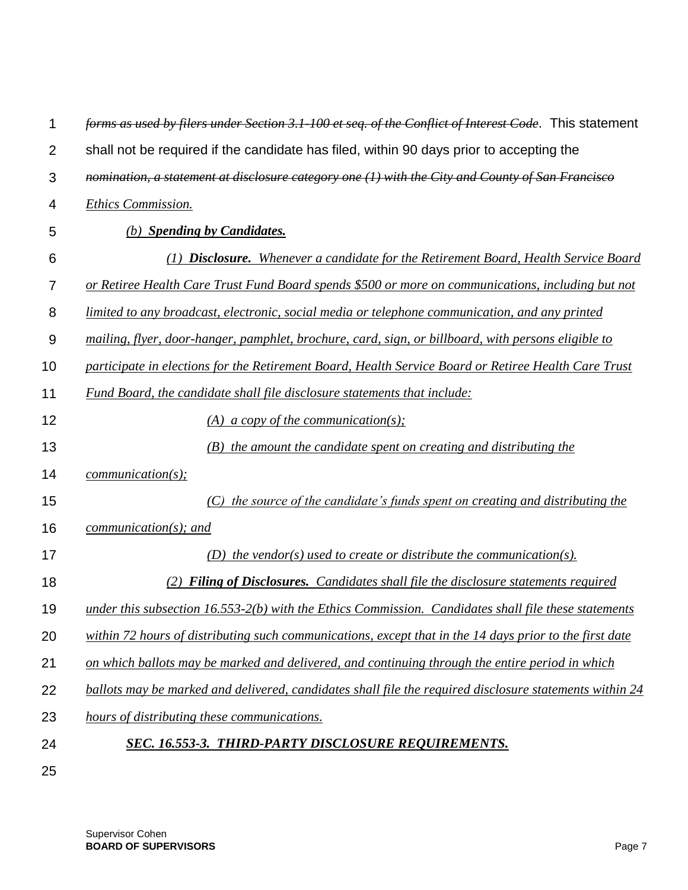~~*forms as used by filers under Section 3.1-100 et seq. of the Conflict of Interest Code*~~. This statement shall not be required if the candidate has filed, within 90 days prior to accepting the ~~*nomination, a statement at disclosure category one (1) with the City and County of San Francisco*~~ *Ethics Commission.*

*(b) **Spending by Candidates.***

*(1) **Disclosure.** Whenever a candidate for the Retirement Board, Health Service Board or Retiree Health Care Trust Fund Board spends $500 or more on communications, including but not limited to any broadcast, electronic, social media or telephone communication, and any printed mailing, flyer, door-hanger, pamphlet, brochure, card, sign, or billboard, with persons eligible to participate in elections for the Retirement Board, Health Service Board or Retiree Health Care Trust Fund Board, the candidate shall file disclosure statements that include:*

*(A) a copy of the communication(s);*

*(B) the amount the candidate spent on creating and distributing the communication(s);*

*(C) the source of the candidate's funds spent on creating and distributing the communication(s); and*

*(D) the vendor(s) used to create or distribute the communication(s).*

*(2) **Filing of Disclosures.** Candidates shall file the disclosure statements required under this subsection 16.553-2(b) with the Ethics Commission. Candidates shall file these statements within 72 hours of distributing such communications, except that in the 14 days prior to the first date on which ballots may be marked and delivered, and continuing through the entire period in which ballots may be marked and delivered, candidates shall file the required disclosure statements within 24 hours of distributing these communications.*

***SEC. 16.553-3. THIRD-PARTY DISCLOSURE REQUIREMENTS.***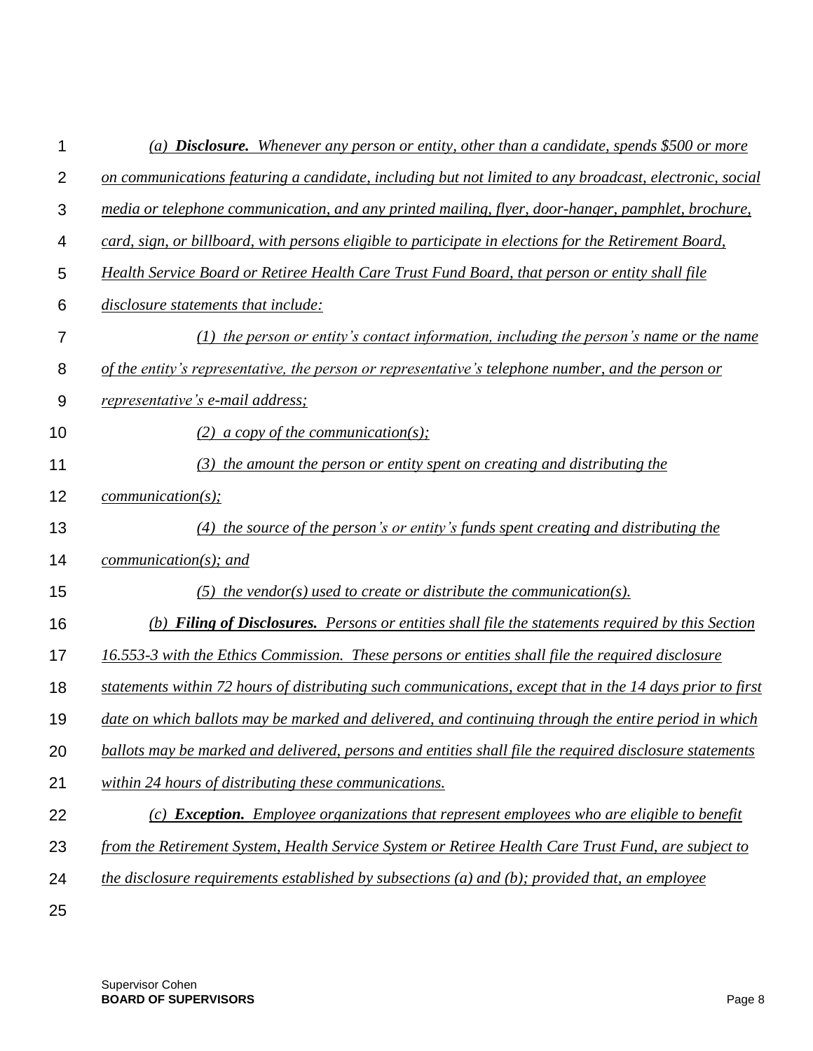*(a)* ***Disclosure.*** *Whenever any person or entity, other than a candidate, spends $500 or more on communications featuring a candidate, including but not limited to any broadcast, electronic, social media or telephone communication, and any printed mailing, flyer, door-hanger, pamphlet, brochure, card, sign, or billboard, with persons eligible to participate in elections for the Retirement Board, Health Service Board or Retiree Health Care Trust Fund Board, that person or entity shall file disclosure statements that include:*

*(1) the person or entity's contact information, including the person's name or the name of the entity's representative, the person or representative's telephone number, and the person or representative's e-mail address;*

*(2) a copy of the communication(s);*

*(3) the amount the person or entity spent on creating and distributing the communication(s);*

*(4) the source of the person's or entity's funds spent creating and distributing the communication(s); and*

*(5) the vendor(s) used to create or distribute the communication(s).*

*(b)* ***Filing of Disclosures.*** *Persons or entities shall file the statements required by this Section 16.553-3 with the Ethics Commission. These persons or entities shall file the required disclosure statements within 72 hours of distributing such communications, except that in the 14 days prior to first date on which ballots may be marked and delivered, and continuing through the entire period in which ballots may be marked and delivered, persons and entities shall file the required disclosure statements within 24 hours of distributing these communications.*

*(c)* ***Exception.*** *Employee organizations that represent employees who are eligible to benefit from the Retirement System, Health Service System or Retiree Health Care Trust Fund, are subject to the disclosure requirements established by subsections (a) and (b); provided that, an employee*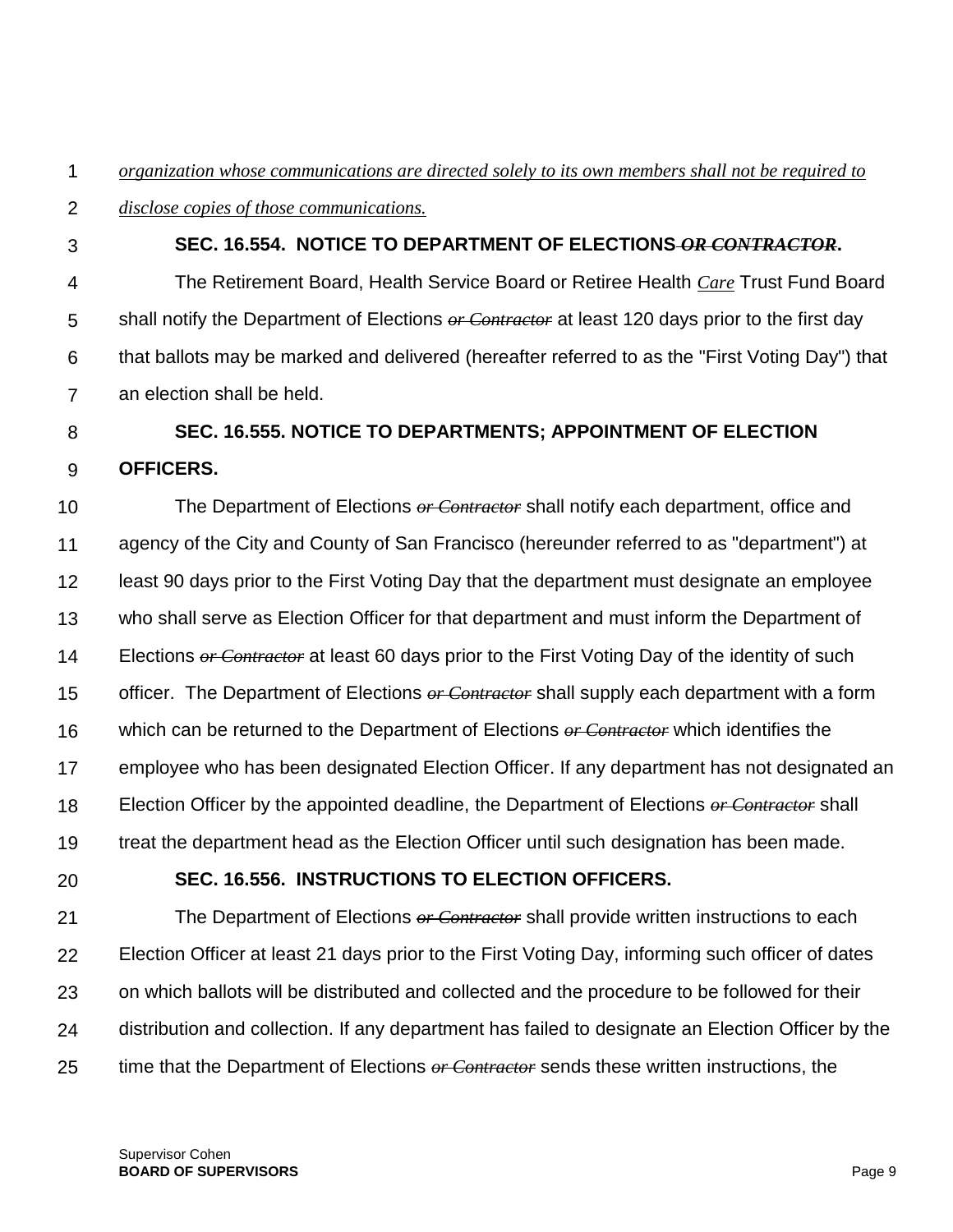*organization whose communications are directed solely to its own members shall not be required to disclose copies of those communications.*

**SEC. 16.554. NOTICE TO DEPARTMENT OF ELECTIONS ~~*OR CONTRACTOR*~~.**

The Retirement Board, Health Service Board or Retiree Health *Care* Trust Fund Board shall notify the Department of Elections ~~*or Contractor*~~ at least 120 days prior to the first day that ballots may be marked and delivered (hereafter referred to as the "First Voting Day") that an election shall be held.

**SEC. 16.555. NOTICE TO DEPARTMENTS; APPOINTMENT OF ELECTION OFFICERS.**

The Department of Elections ~~*or Contractor*~~ shall notify each department, office and agency of the City and County of San Francisco (hereunder referred to as "department") at least 90 days prior to the First Voting Day that the department must designate an employee who shall serve as Election Officer for that department and must inform the Department of Elections ~~*or Contractor*~~ at least 60 days prior to the First Voting Day of the identity of such officer. The Department of Elections ~~*or Contractor*~~ shall supply each department with a form which can be returned to the Department of Elections ~~*or Contractor*~~ which identifies the employee who has been designated Election Officer. If any department has not designated an Election Officer by the appointed deadline, the Department of Elections ~~*or Contractor*~~ shall treat the department head as the Election Officer until such designation has been made.

**SEC. 16.556. INSTRUCTIONS TO ELECTION OFFICERS.**

The Department of Elections ~~*or Contractor*~~ shall provide written instructions to each Election Officer at least 21 days prior to the First Voting Day, informing such officer of dates on which ballots will be distributed and collected and the procedure to be followed for their distribution and collection. If any department has failed to designate an Election Officer by the time that the Department of Elections ~~*or Contractor*~~ sends these written instructions, the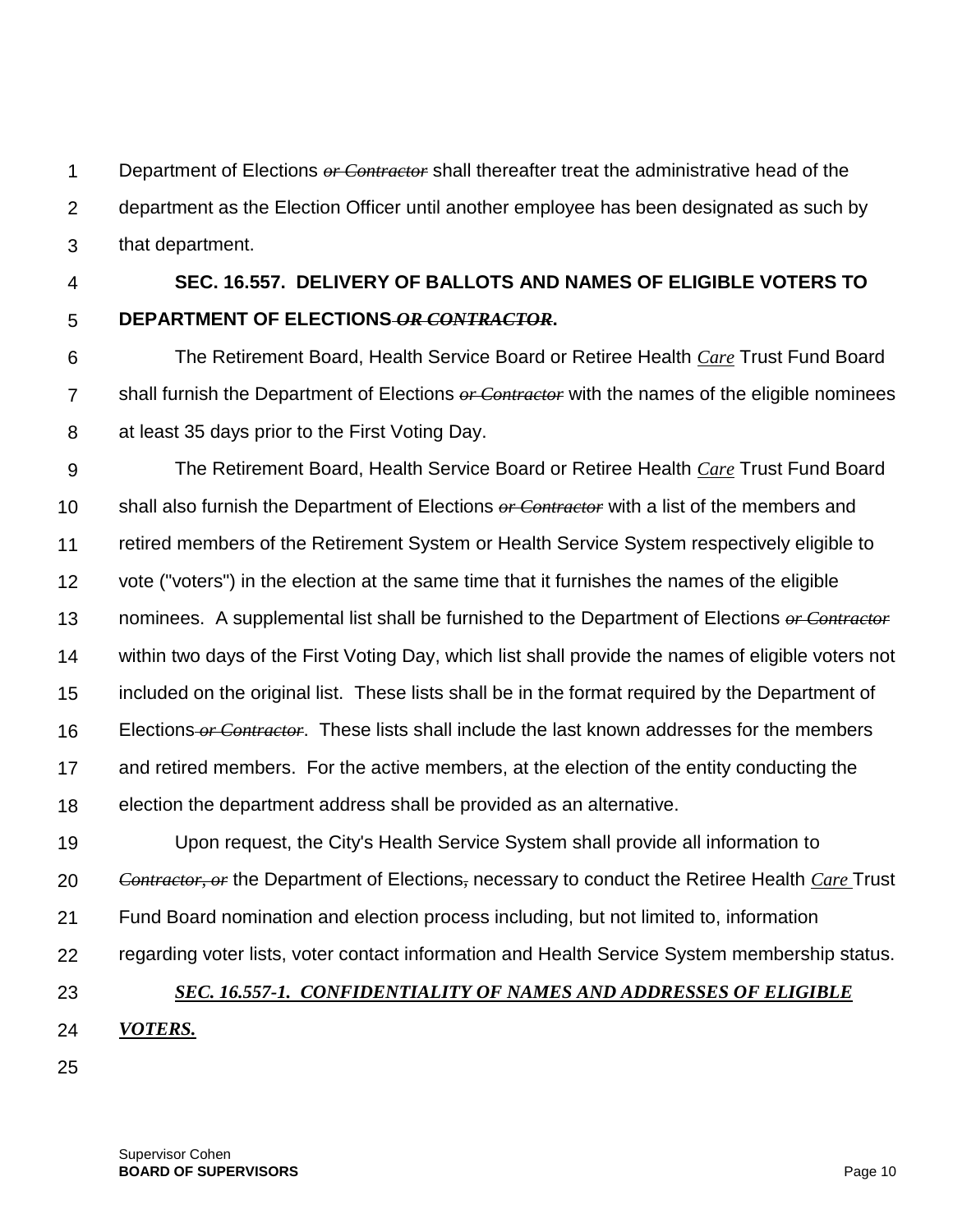Department of Elections ~~*or Contractor*~~ shall thereafter treat the administrative head of the department as the Election Officer until another employee has been designated as such by that department.

**SEC. 16.557. DELIVERY OF BALLOTS AND NAMES OF ELIGIBLE VOTERS TO DEPARTMENT OF ELECTIONS ~~*OR CONTRACTOR*~~.**

The Retirement Board, Health Service Board or Retiree Health <u>*Care*</u> Trust Fund Board shall furnish the Department of Elections ~~*or Contractor*~~ with the names of the eligible nominees at least 35 days prior to the First Voting Day.

The Retirement Board, Health Service Board or Retiree Health <u>*Care*</u> Trust Fund Board shall also furnish the Department of Elections ~~*or Contractor*~~ with a list of the members and retired members of the Retirement System or Health Service System respectively eligible to vote ("voters") in the election at the same time that it furnishes the names of the eligible nominees. A supplemental list shall be furnished to the Department of Elections ~~*or Contractor*~~ within two days of the First Voting Day, which list shall provide the names of eligible voters not included on the original list. These lists shall be in the format required by the Department of Elections ~~*or Contractor*~~. These lists shall include the last known addresses for the members and retired members. For the active members, at the election of the entity conducting the election the department address shall be provided as an alternative.

Upon request, the City's Health Service System shall provide all information to ~~*Contractor, or*~~ the Department of Elections~~,~~ necessary to conduct the Retiree Health <u>*Care*</u> Trust Fund Board nomination and election process including, but not limited to, information regarding voter lists, voter contact information and Health Service System membership status.

<u>***SEC. 16.557-1. CONFIDENTIALITY OF NAMES AND ADDRESSES OF ELIGIBLE VOTERS.***</u>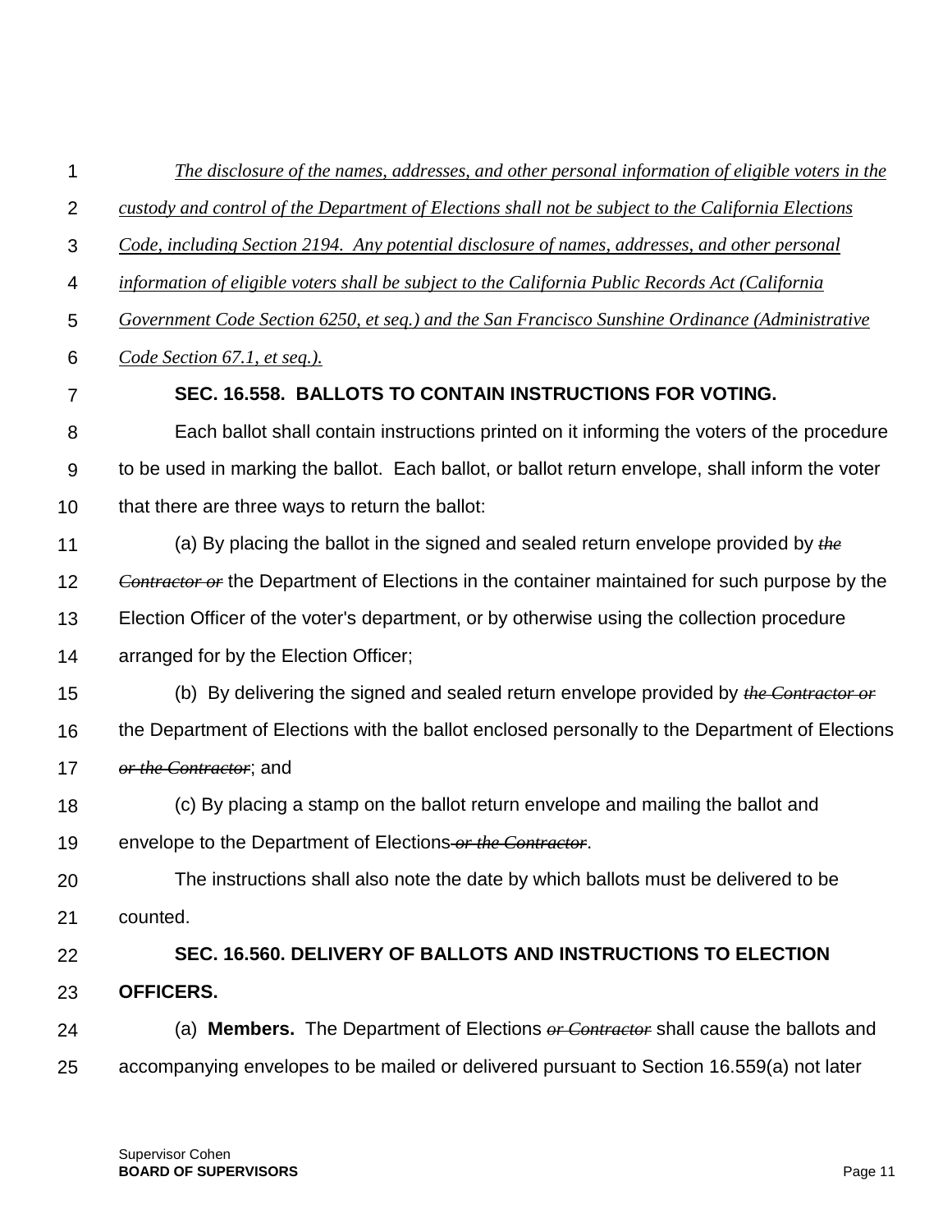*The disclosure of the names, addresses, and other personal information of eligible voters in the custody and control of the Department of Elections shall not be subject to the California Elections Code, including Section 2194. Any potential disclosure of names, addresses, and other personal information of eligible voters shall be subject to the California Public Records Act (California Government Code Section 6250, et seq.) and the San Francisco Sunshine Ordinance (Administrative Code Section 67.1, et seq.).*

**SEC. 16.558. BALLOTS TO CONTAIN INSTRUCTIONS FOR VOTING.**

Each ballot shall contain instructions printed on it informing the voters of the procedure to be used in marking the ballot. Each ballot, or ballot return envelope, shall inform the voter that there are three ways to return the ballot:

(a) By placing the ballot in the signed and sealed return envelope provided by ~~*the Contractor or*~~ the Department of Elections in the container maintained for such purpose by the Election Officer of the voter's department, or by otherwise using the collection procedure arranged for by the Election Officer;

(b) By delivering the signed and sealed return envelope provided by ~~*the Contractor or*~~ the Department of Elections with the ballot enclosed personally to the Department of Elections ~~*or the Contractor*~~; and

(c) By placing a stamp on the ballot return envelope and mailing the ballot and envelope to the Department of Elections ~~*or the Contractor*~~.

The instructions shall also note the date by which ballots must be delivered to be counted.

**SEC. 16.560. DELIVERY OF BALLOTS AND INSTRUCTIONS TO ELECTION OFFICERS.**

(a) **Members.** The Department of Elections ~~*or Contractor*~~ shall cause the ballots and accompanying envelopes to be mailed or delivered pursuant to Section 16.559(a) not later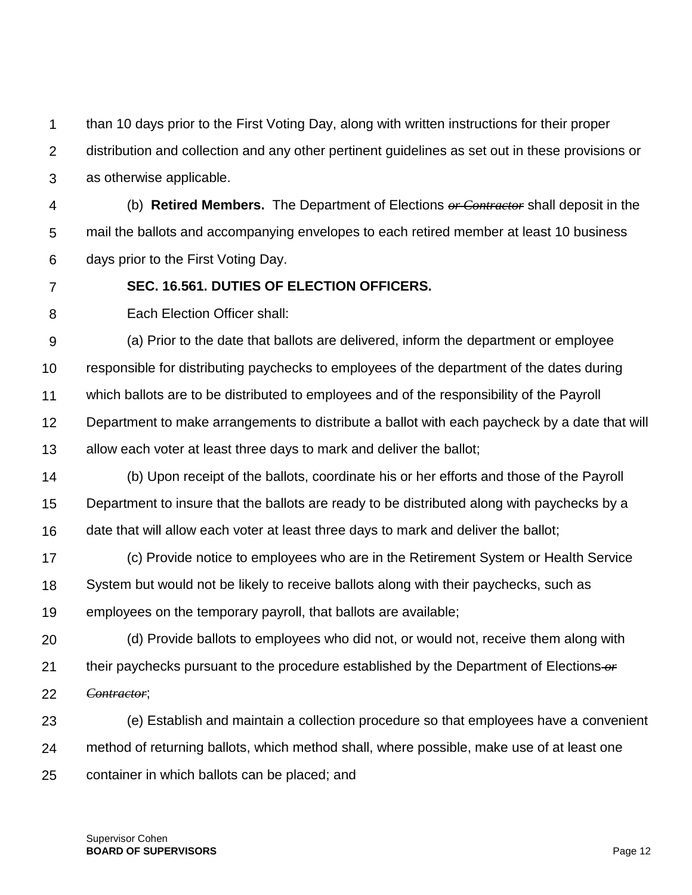than 10 days prior to the First Voting Day, along with written instructions for their proper distribution and collection and any other pertinent guidelines as set out in these provisions or as otherwise applicable.

(b) **Retired Members.** The Department of Elections ~~*or Contractor*~~ shall deposit in the mail the ballots and accompanying envelopes to each retired member at least 10 business days prior to the First Voting Day.

**SEC. 16.561. DUTIES OF ELECTION OFFICERS.**

Each Election Officer shall:

(a) Prior to the date that ballots are delivered, inform the department or employee responsible for distributing paychecks to employees of the department of the dates during which ballots are to be distributed to employees and of the responsibility of the Payroll Department to make arrangements to distribute a ballot with each paycheck by a date that will allow each voter at least three days to mark and deliver the ballot;

(b) Upon receipt of the ballots, coordinate his or her efforts and those of the Payroll Department to insure that the ballots are ready to be distributed along with paychecks by a date that will allow each voter at least three days to mark and deliver the ballot;

(c) Provide notice to employees who are in the Retirement System or Health Service System but would not be likely to receive ballots along with their paychecks, such as employees on the temporary payroll, that ballots are available;

(d) Provide ballots to employees who did not, or would not, receive them along with their paychecks pursuant to the procedure established by the Department of Elections ~~*or Contractor*~~;

(e) Establish and maintain a collection procedure so that employees have a convenient method of returning ballots, which method shall, where possible, make use of at least one container in which ballots can be placed; and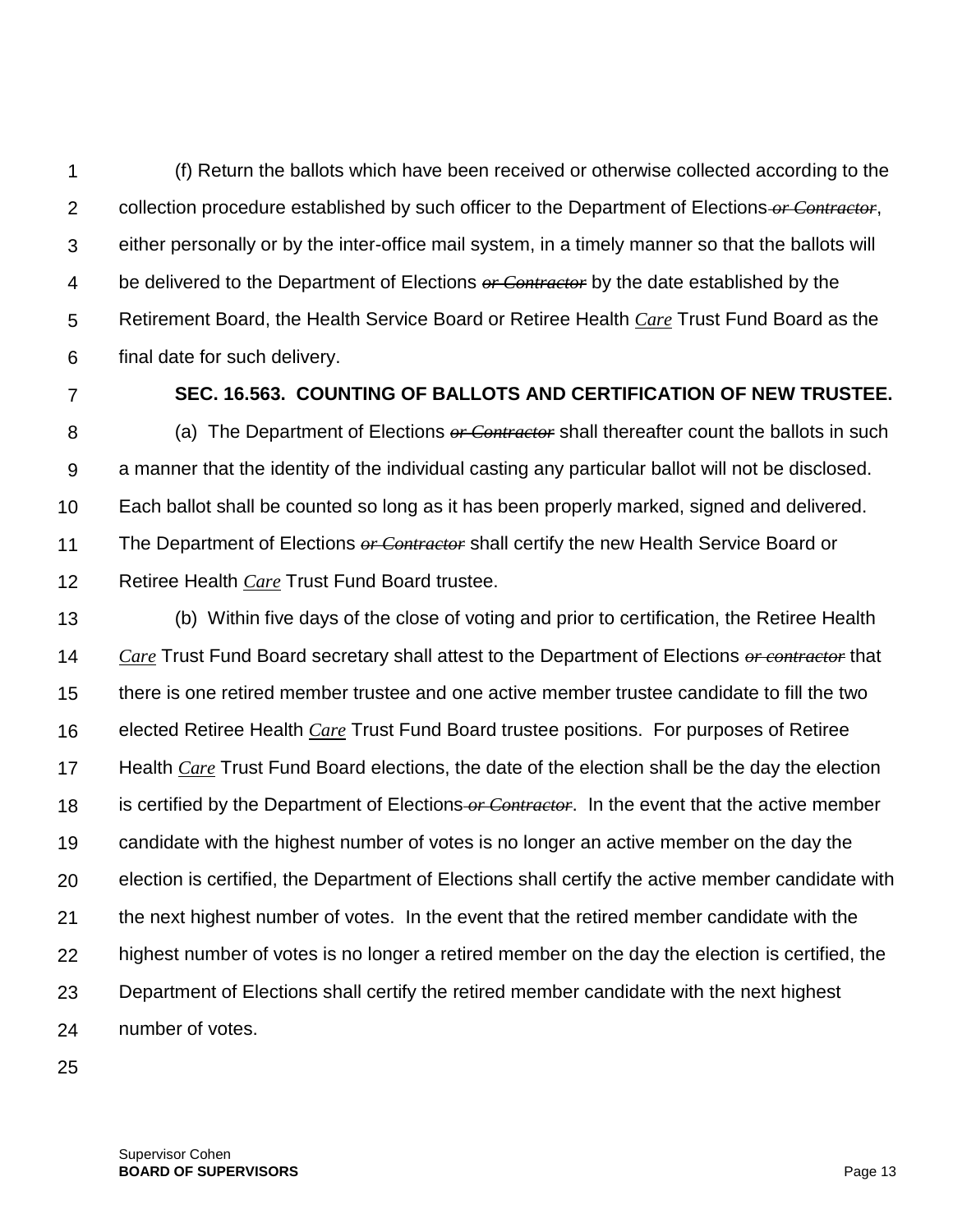(f) Return the ballots which have been received or otherwise collected according to the collection procedure established by such officer to the Department of Elections ~~*or Contractor*~~, either personally or by the inter-office mail system, in a timely manner so that the ballots will be delivered to the Department of Elections ~~*or Contractor*~~ by the date established by the Retirement Board, the Health Service Board or Retiree Health *Care* Trust Fund Board as the final date for such delivery.

**SEC. 16.563. COUNTING OF BALLOTS AND CERTIFICATION OF NEW TRUSTEE.**

(a) The Department of Elections ~~*or Contractor*~~ shall thereafter count the ballots in such a manner that the identity of the individual casting any particular ballot will not be disclosed. Each ballot shall be counted so long as it has been properly marked, signed and delivered. The Department of Elections ~~*or Contractor*~~ shall certify the new Health Service Board or Retiree Health *Care* Trust Fund Board trustee.

(b) Within five days of the close of voting and prior to certification, the Retiree Health *Care* Trust Fund Board secretary shall attest to the Department of Elections ~~*or contractor*~~ that there is one retired member trustee and one active member trustee candidate to fill the two elected Retiree Health *Care* Trust Fund Board trustee positions. For purposes of Retiree Health *Care* Trust Fund Board elections, the date of the election shall be the day the election is certified by the Department of Elections ~~*or Contractor*~~. In the event that the active member candidate with the highest number of votes is no longer an active member on the day the election is certified, the Department of Elections shall certify the active member candidate with the next highest number of votes. In the event that the retired member candidate with the highest number of votes is no longer a retired member on the day the election is certified, the Department of Elections shall certify the retired member candidate with the next highest number of votes.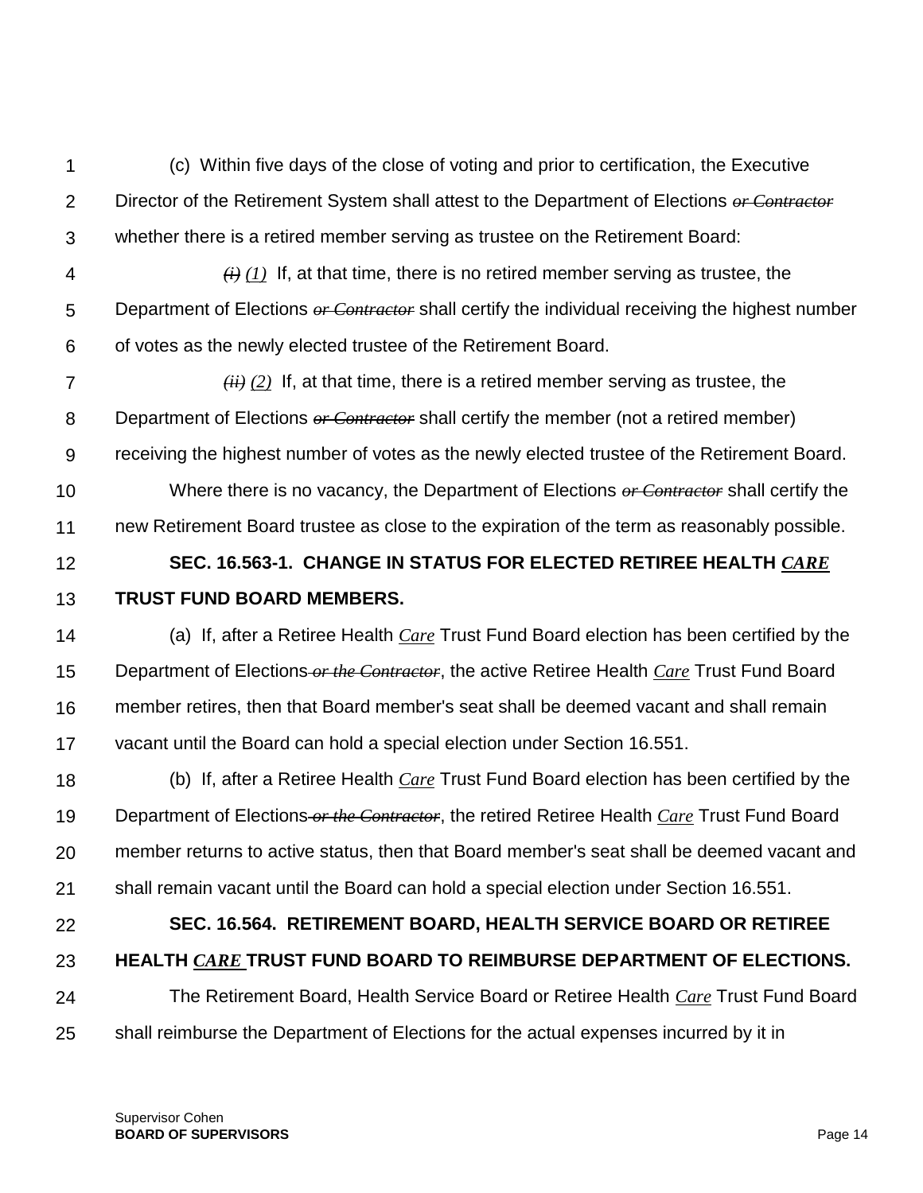(c) Within five days of the close of voting and prior to certification, the Executive Director of the Retirement System shall attest to the Department of Elections ~~*or Contractor*~~ whether there is a retired member serving as trustee on the Retirement Board:

~~*(i)*~~ *(1)* If, at that time, there is no retired member serving as trustee, the Department of Elections ~~*or Contractor*~~ shall certify the individual receiving the highest number of votes as the newly elected trustee of the Retirement Board.

~~*(ii)*~~ *(2)* If, at that time, there is a retired member serving as trustee, the Department of Elections ~~*or Contractor*~~ shall certify the member (not a retired member) receiving the highest number of votes as the newly elected trustee of the Retirement Board.

Where there is no vacancy, the Department of Elections ~~*or Contractor*~~ shall certify the new Retirement Board trustee as close to the expiration of the term as reasonably possible.

**SEC. 16.563-1. CHANGE IN STATUS FOR ELECTED RETIREE HEALTH *CARE* TRUST FUND BOARD MEMBERS.**

(a) If, after a Retiree Health *Care* Trust Fund Board election has been certified by the Department of Elections ~~*or the Contractor*~~, the active Retiree Health *Care* Trust Fund Board member retires, then that Board member's seat shall be deemed vacant and shall remain vacant until the Board can hold a special election under Section 16.551.

(b) If, after a Retiree Health *Care* Trust Fund Board election has been certified by the Department of Elections ~~*or the Contractor*~~, the retired Retiree Health *Care* Trust Fund Board member returns to active status, then that Board member's seat shall be deemed vacant and shall remain vacant until the Board can hold a special election under Section 16.551.

**SEC. 16.564. RETIREMENT BOARD, HEALTH SERVICE BOARD OR RETIREE HEALTH *CARE* TRUST FUND BOARD TO REIMBURSE DEPARTMENT OF ELECTIONS.**

The Retirement Board, Health Service Board or Retiree Health *Care* Trust Fund Board shall reimburse the Department of Elections for the actual expenses incurred by it in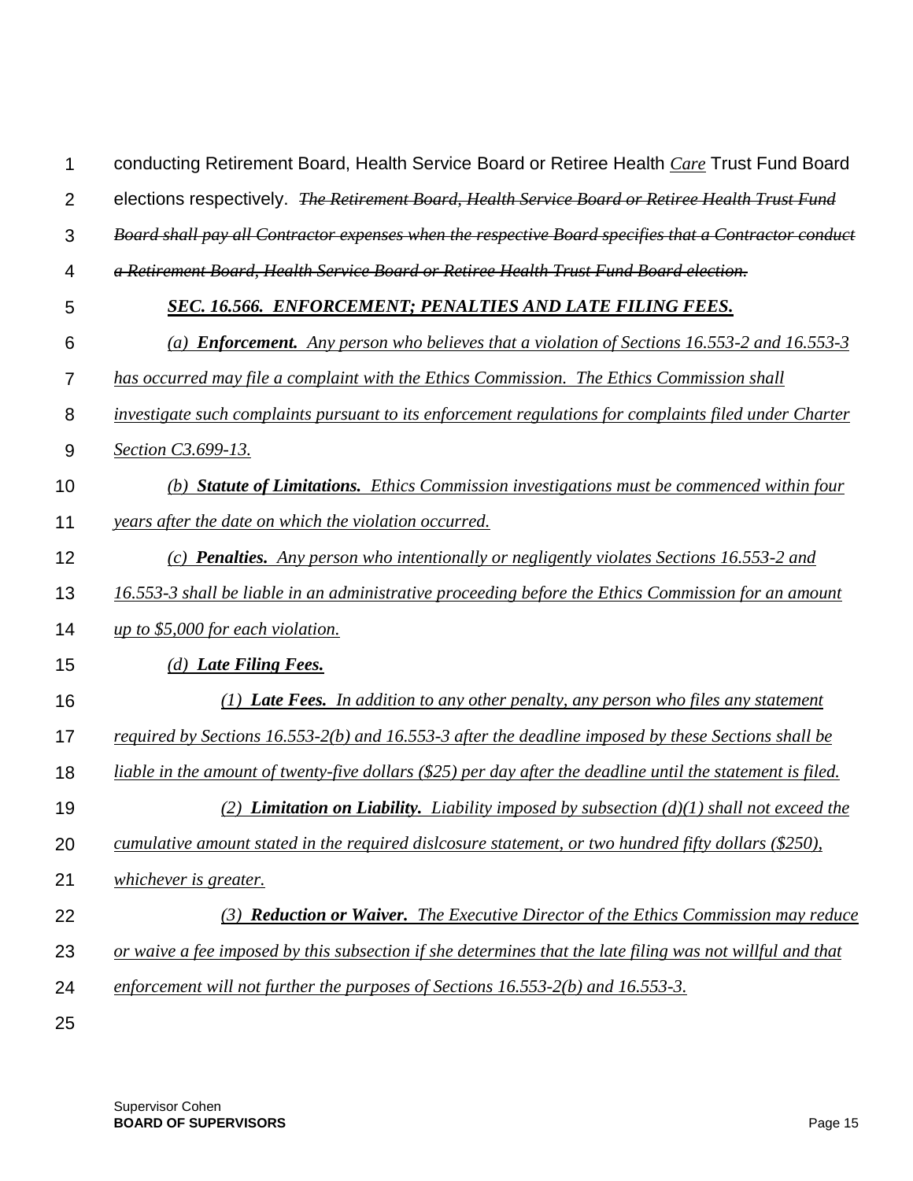conducting Retirement Board, Health Service Board or Retiree Health *Care* Trust Fund Board elections respectively. ~~*The Retirement Board, Health Service Board or Retiree Health Trust Fund Board shall pay all Contractor expenses when the respective Board specifies that a Contractor conduct a Retirement Board, Health Service Board or Retiree Health Trust Fund Board election.*~~

***SEC. 16.566. ENFORCEMENT; PENALTIES AND LATE FILING FEES.***

*(a) **Enforcement.** Any person who believes that a violation of Sections 16.553-2 and 16.553-3 has occurred may file a complaint with the Ethics Commission. The Ethics Commission shall investigate such complaints pursuant to its enforcement regulations for complaints filed under Charter Section C3.699-13.*

*(b) **Statute of Limitations.** Ethics Commission investigations must be commenced within four years after the date on which the violation occurred.*

*(c) **Penalties.** Any person who intentionally or negligently violates Sections 16.553-2 and 16.553-3 shall be liable in an administrative proceeding before the Ethics Commission for an amount up to $5,000 for each violation.*

*(d) **Late Filing Fees.***

*(1) **Late Fees.** In addition to any other penalty, any person who files any statement required by Sections 16.553-2(b) and 16.553-3 after the deadline imposed by these Sections shall be liable in the amount of twenty-five dollars ($25) per day after the deadline until the statement is filed.*

*(2) **Limitation on Liability.** Liability imposed by subsection (d)(1) shall not exceed the cumulative amount stated in the required dislcosure statement, or two hundred fifty dollars ($250), whichever is greater.*

*(3) **Reduction or Waiver.** The Executive Director of the Ethics Commission may reduce or waive a fee imposed by this subsection if she determines that the late filing was not willful and that enforcement will not further the purposes of Sections 16.553-2(b) and 16.553-3.*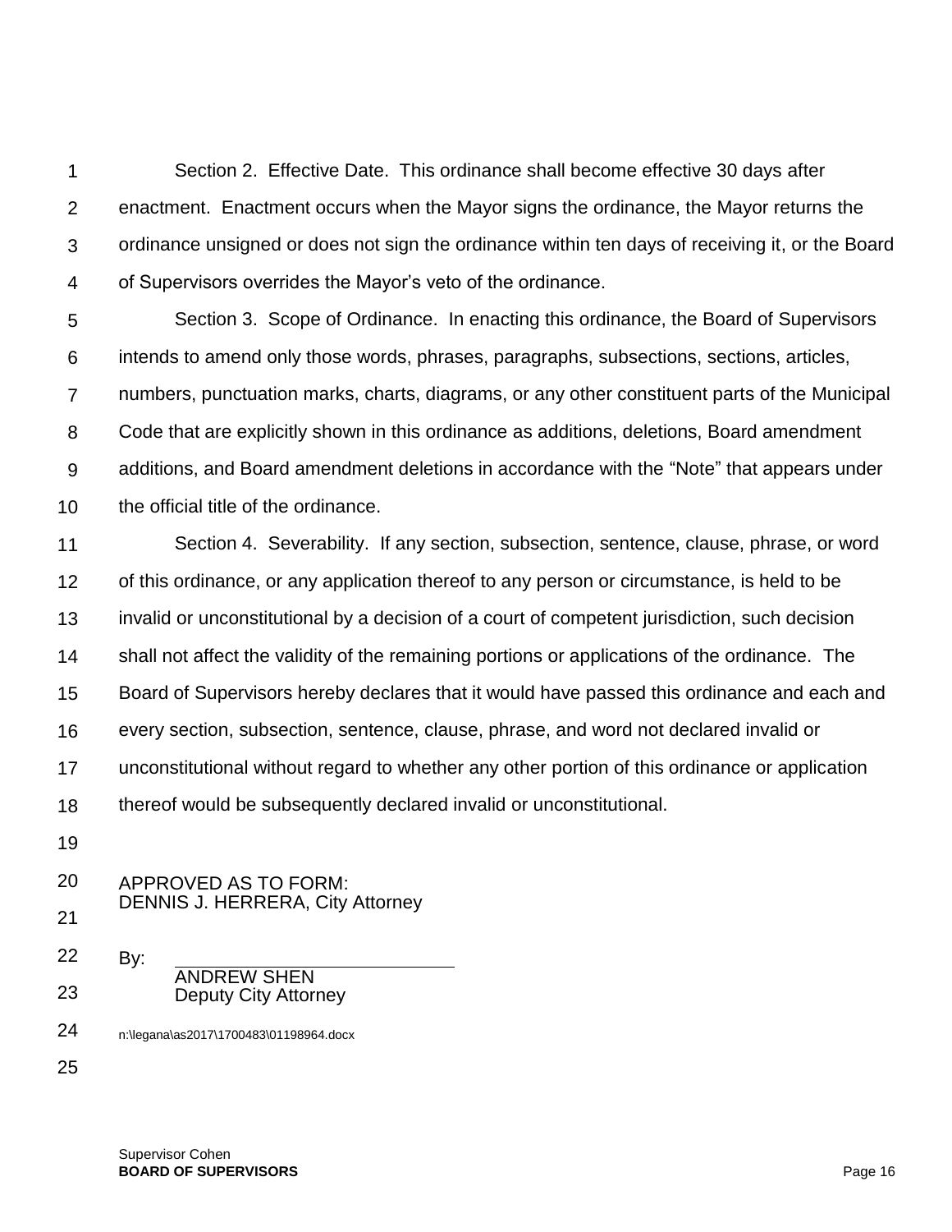Section 2. Effective Date. This ordinance shall become effective 30 days after enactment. Enactment occurs when the Mayor signs the ordinance, the Mayor returns the ordinance unsigned or does not sign the ordinance within ten days of receiving it, or the Board of Supervisors overrides the Mayor's veto of the ordinance.

Section 3. Scope of Ordinance. In enacting this ordinance, the Board of Supervisors intends to amend only those words, phrases, paragraphs, subsections, sections, articles, numbers, punctuation marks, charts, diagrams, or any other constituent parts of the Municipal Code that are explicitly shown in this ordinance as additions, deletions, Board amendment additions, and Board amendment deletions in accordance with the "Note" that appears under the official title of the ordinance.

Section 4. Severability. If any section, subsection, sentence, clause, phrase, or word of this ordinance, or any application thereof to any person or circumstance, is held to be invalid or unconstitutional by a decision of a court of competent jurisdiction, such decision shall not affect the validity of the remaining portions or applications of the ordinance. The Board of Supervisors hereby declares that it would have passed this ordinance and each and every section, subsection, sentence, clause, phrase, and word not declared invalid or unconstitutional without regard to whether any other portion of this ordinance or application thereof would be subsequently declared invalid or unconstitutional.

APPROVED AS TO FORM:
DENNIS J. HERRERA, City Attorney

By: \_\_\_\_\_\_\_\_\_\_\_\_\_\_\_\_\_\_\_\_\_\_\_\_\_\_\_\_
ANDREW SHEN
Deputy City Attorney

n:\legana\as2017\1700483\01198964.docx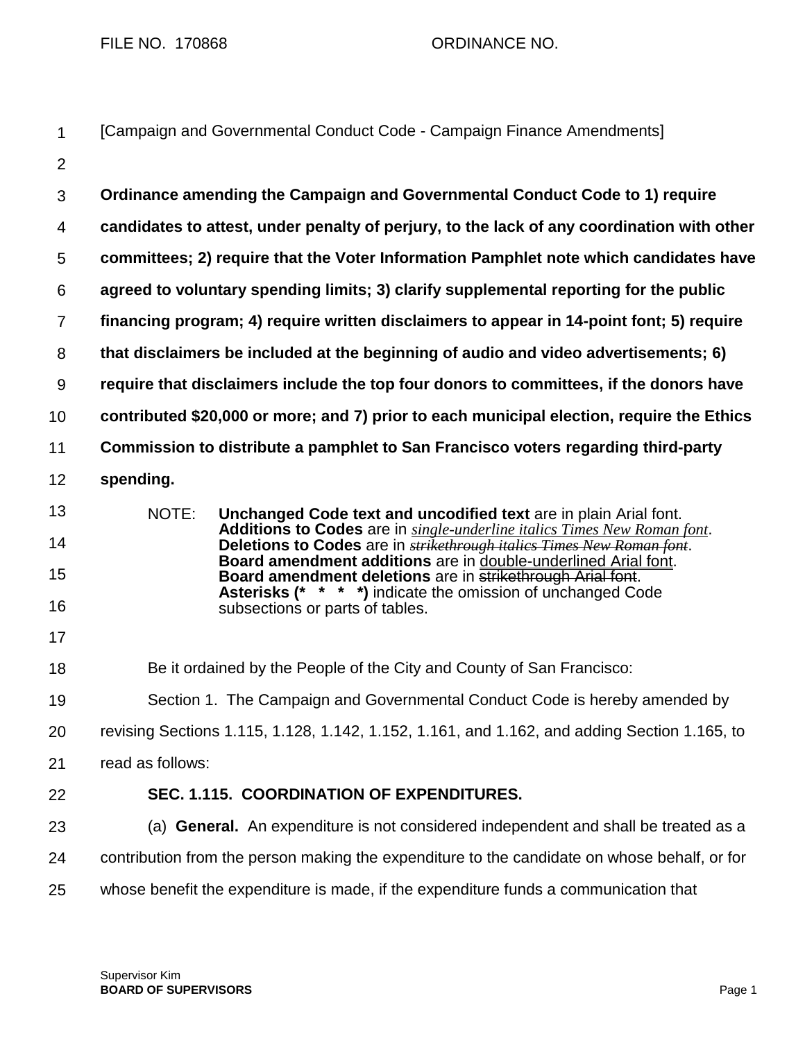FILE NO. 170868 ORDINANCE NO.

[Campaign and Governmental Conduct Code - Campaign Finance Amendments]

**Ordinance amending the Campaign and Governmental Conduct Code to 1) require candidates to attest, under penalty of perjury, to the lack of any coordination with other committees; 2) require that the Voter Information Pamphlet note which candidates have agreed to voluntary spending limits; 3) clarify supplemental reporting for the public financing program; 4) require written disclaimers to appear in 14-point font; 5) require that disclaimers be included at the beginning of audio and video advertisements; 6) require that disclaimers include the top four donors to committees, if the donors have contributed $20,000 or more; and 7) prior to each municipal election, require the Ethics Commission to distribute a pamphlet to San Francisco voters regarding third-party spending.**

NOTE: **Unchanged Code text and uncodified text** are in plain Arial font. **Additions to Codes** are in *single-underline italics Times New Roman font*. **Deletions to Codes** are in ~~*strikethrough italics Times New Roman font*~~. **Board amendment additions** are in double-underlined Arial font. **Board amendment deletions** are in ~~strikethrough Arial font~~. **Asterisks (* * * *)** indicate the omission of unchanged Code subsections or parts of tables.

Be it ordained by the People of the City and County of San Francisco:

Section 1. The Campaign and Governmental Conduct Code is hereby amended by revising Sections 1.115, 1.128, 1.142, 1.152, 1.161, and 1.162, and adding Section 1.165, to read as follows:

**SEC. 1.115. COORDINATION OF EXPENDITURES.**

(a) **General.** An expenditure is not considered independent and shall be treated as a contribution from the person making the expenditure to the candidate on whose behalf, or for whose benefit the expenditure is made, if the expenditure funds a communication that

Supervisor Kim
**BOARD OF SUPERVISORS**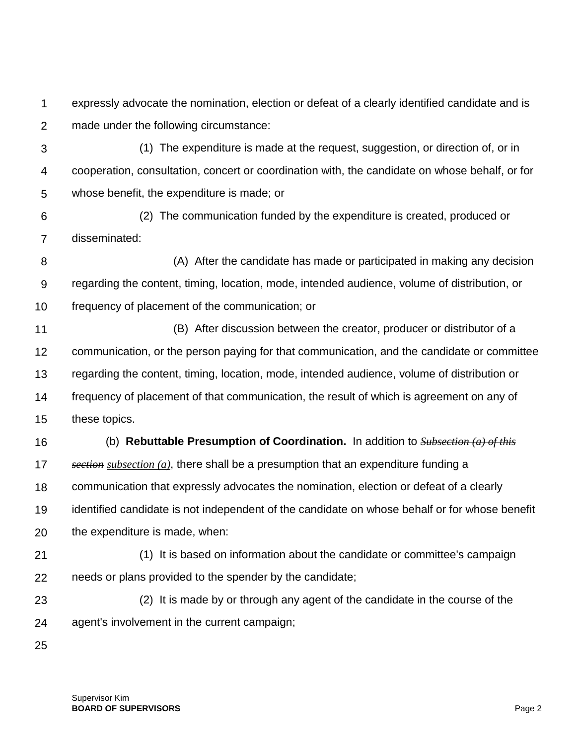expressly advocate the nomination, election or defeat of a clearly identified candidate and is made under the following circumstance:

(1) The expenditure is made at the request, suggestion, or direction of, or in cooperation, consultation, concert or coordination with, the candidate on whose behalf, or for whose benefit, the expenditure is made; or

(2) The communication funded by the expenditure is created, produced or disseminated:

(A) After the candidate has made or participated in making any decision regarding the content, timing, location, mode, intended audience, volume of distribution, or frequency of placement of the communication; or

(B) After discussion between the creator, producer or distributor of a communication, or the person paying for that communication, and the candidate or committee regarding the content, timing, location, mode, intended audience, volume of distribution or frequency of placement of that communication, the result of which is agreement on any of these topics.

(b) **Rebuttable Presumption of Coordination.** In addition to ~~*Subsection (a) of this section*~~ *subsection (a)*, there shall be a presumption that an expenditure funding a communication that expressly advocates the nomination, election or defeat of a clearly identified candidate is not independent of the candidate on whose behalf or for whose benefit the expenditure is made, when:

(1) It is based on information about the candidate or committee's campaign needs or plans provided to the spender by the candidate;

(2) It is made by or through any agent of the candidate in the course of the agent's involvement in the current campaign;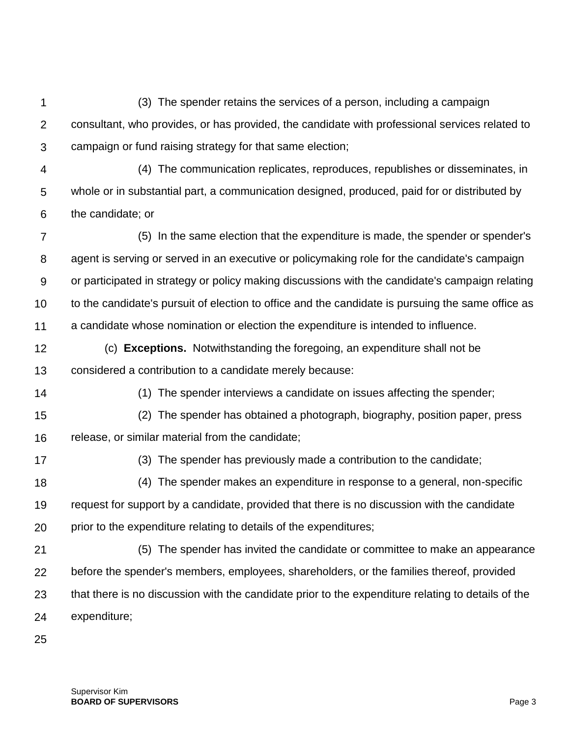(3) The spender retains the services of a person, including a campaign consultant, who provides, or has provided, the candidate with professional services related to campaign or fund raising strategy for that same election;

(4) The communication replicates, reproduces, republishes or disseminates, in whole or in substantial part, a communication designed, produced, paid for or distributed by the candidate; or

(5) In the same election that the expenditure is made, the spender or spender's agent is serving or served in an executive or policymaking role for the candidate's campaign or participated in strategy or policy making discussions with the candidate's campaign relating to the candidate's pursuit of election to office and the candidate is pursuing the same office as a candidate whose nomination or election the expenditure is intended to influence.

(c) **Exceptions.** Notwithstanding the foregoing, an expenditure shall not be considered a contribution to a candidate merely because:

(1) The spender interviews a candidate on issues affecting the spender;

(2) The spender has obtained a photograph, biography, position paper, press release, or similar material from the candidate;

(3) The spender has previously made a contribution to the candidate;

(4) The spender makes an expenditure in response to a general, non-specific request for support by a candidate, provided that there is no discussion with the candidate prior to the expenditure relating to details of the expenditures;

(5) The spender has invited the candidate or committee to make an appearance before the spender's members, employees, shareholders, or the families thereof, provided that there is no discussion with the candidate prior to the expenditure relating to details of the expenditure;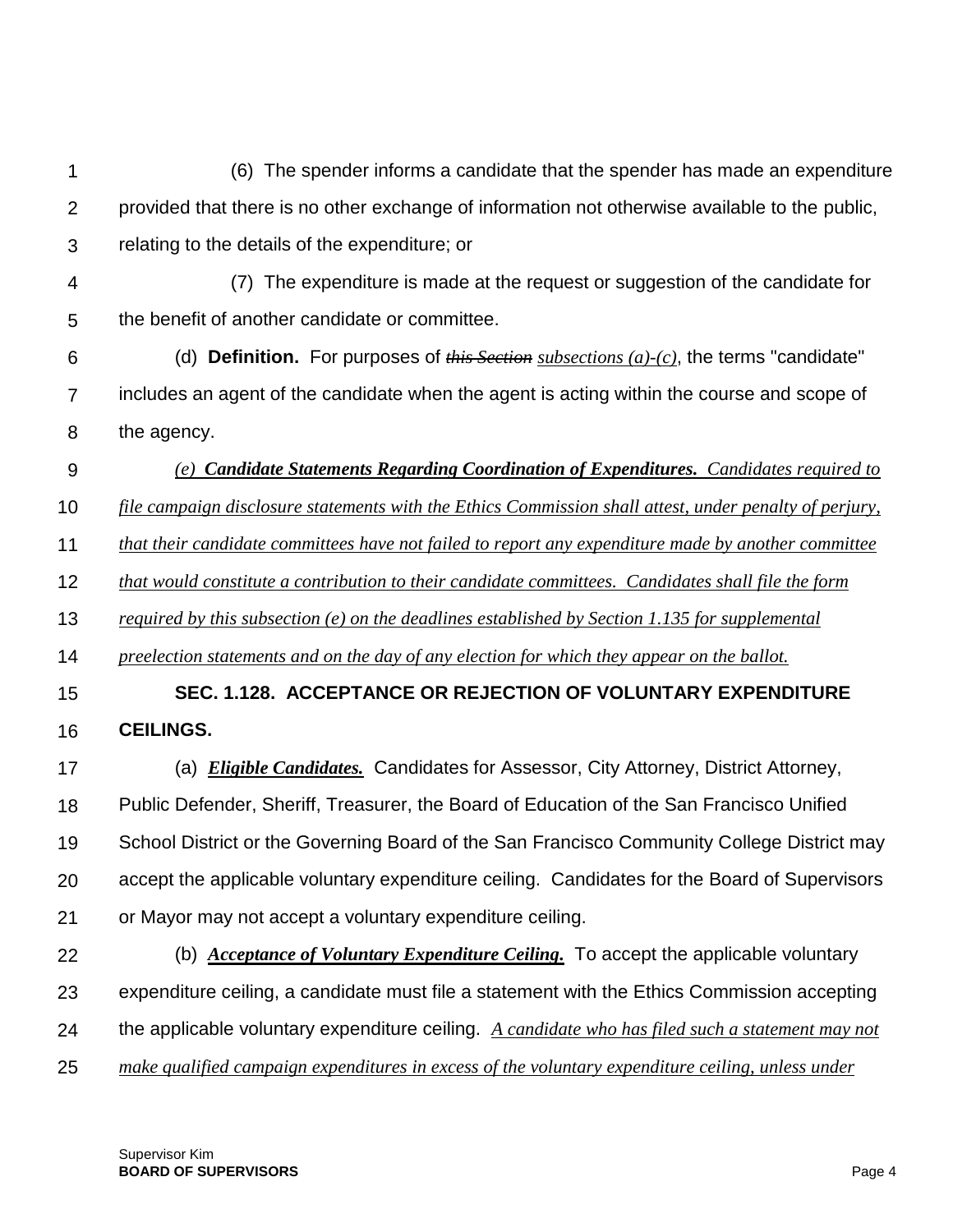(6) The spender informs a candidate that the spender has made an expenditure provided that there is no other exchange of information not otherwise available to the public, relating to the details of the expenditure; or

(7) The expenditure is made at the request or suggestion of the candidate for the benefit of another candidate or committee.

(d) **Definition.** For purposes of ~~*this Section*~~ *subsections (a)-(c)*, the terms "candidate" includes an agent of the candidate when the agent is acting within the course and scope of the agency.

*(e) **Candidate Statements Regarding Coordination of Expenditures.** Candidates required to file campaign disclosure statements with the Ethics Commission shall attest, under penalty of perjury, that their candidate committees have not failed to report any expenditure made by another committee that would constitute a contribution to their candidate committees. Candidates shall file the form required by this subsection (e) on the deadlines established by Section 1.135 for supplemental preelection statements and on the day of any election for which they appear on the ballot.*

**SEC. 1.128. ACCEPTANCE OR REJECTION OF VOLUNTARY EXPENDITURE CEILINGS.**

(a) ***Eligible Candidates.*** Candidates for Assessor, City Attorney, District Attorney, Public Defender, Sheriff, Treasurer, the Board of Education of the San Francisco Unified School District or the Governing Board of the San Francisco Community College District may accept the applicable voluntary expenditure ceiling. Candidates for the Board of Supervisors or Mayor may not accept a voluntary expenditure ceiling.

(b) ***Acceptance of Voluntary Expenditure Ceiling.*** To accept the applicable voluntary expenditure ceiling, a candidate must file a statement with the Ethics Commission accepting the applicable voluntary expenditure ceiling. *A candidate who has filed such a statement may not make qualified campaign expenditures in excess of the voluntary expenditure ceiling, unless under*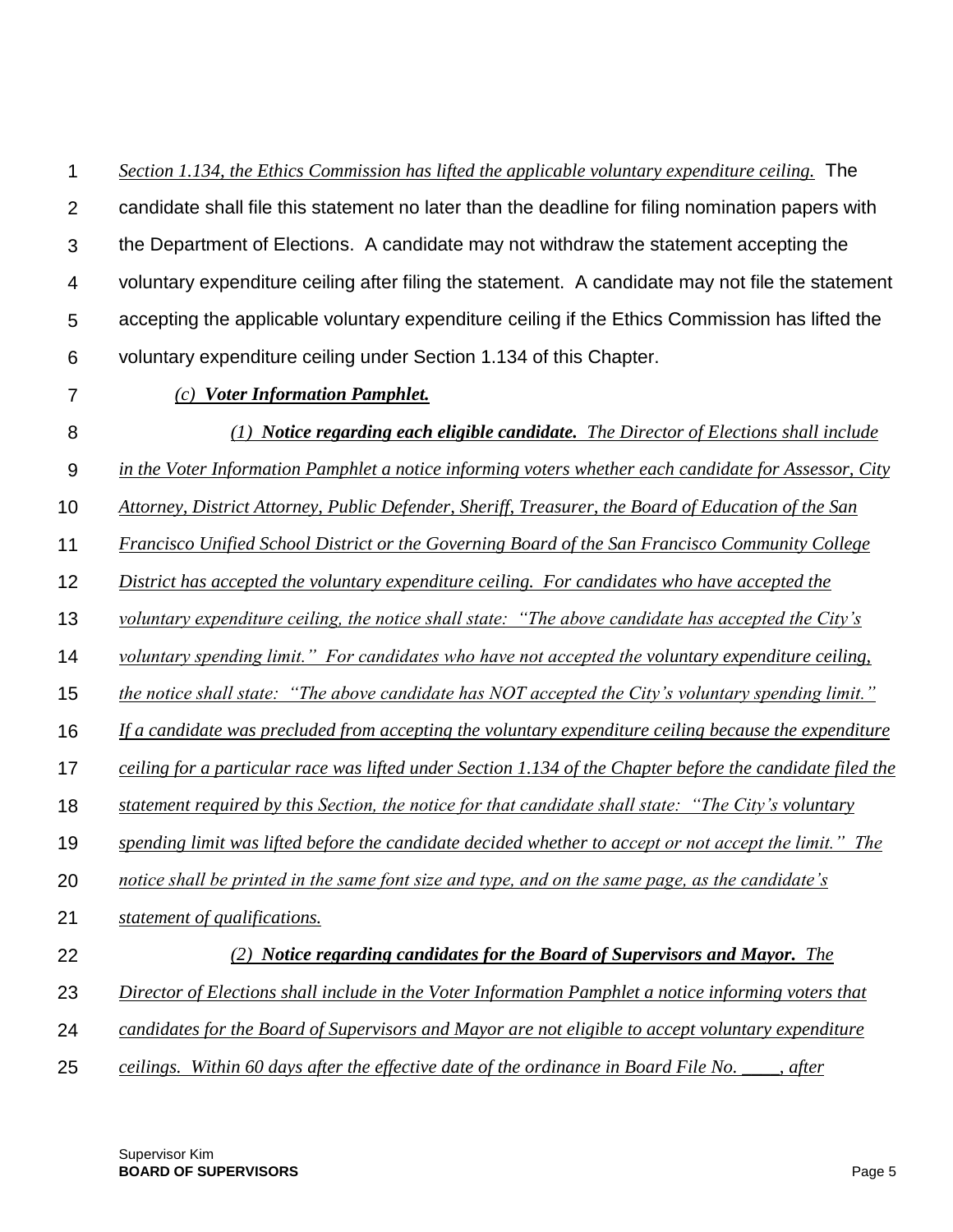*Section 1.134, the Ethics Commission has lifted the applicable voluntary expenditure ceiling.* The candidate shall file this statement no later than the deadline for filing nomination papers with the Department of Elections. A candidate may not withdraw the statement accepting the voluntary expenditure ceiling after filing the statement. A candidate may not file the statement accepting the applicable voluntary expenditure ceiling if the Ethics Commission has lifted the voluntary expenditure ceiling under Section 1.134 of this Chapter.

*(c) **Voter Information Pamphlet.***

*(1) **Notice regarding each eligible candidate.** The Director of Elections shall include in the Voter Information Pamphlet a notice informing voters whether each candidate for Assessor, City Attorney, District Attorney, Public Defender, Sheriff, Treasurer, the Board of Education of the San Francisco Unified School District or the Governing Board of the San Francisco Community College District has accepted the voluntary expenditure ceiling. For candidates who have accepted the voluntary expenditure ceiling, the notice shall state: "The above candidate has accepted the City's voluntary spending limit." For candidates who have not accepted the voluntary expenditure ceiling, the notice shall state: "The above candidate has NOT accepted the City's voluntary spending limit." If a candidate was precluded from accepting the voluntary expenditure ceiling because the expenditure ceiling for a particular race was lifted under Section 1.134 of the Chapter before the candidate filed the statement required by this Section, the notice for that candidate shall state: "The City's voluntary spending limit was lifted before the candidate decided whether to accept or not accept the limit." The notice shall be printed in the same font size and type, and on the same page, as the candidate's statement of qualifications.*

*(2) **Notice regarding candidates for the Board of Supervisors and Mayor.** The Director of Elections shall include in the Voter Information Pamphlet a notice informing voters that candidates for the Board of Supervisors and Mayor are not eligible to accept voluntary expenditure ceilings. Within 60 days after the effective date of the ordinance in Board File No. ____, after*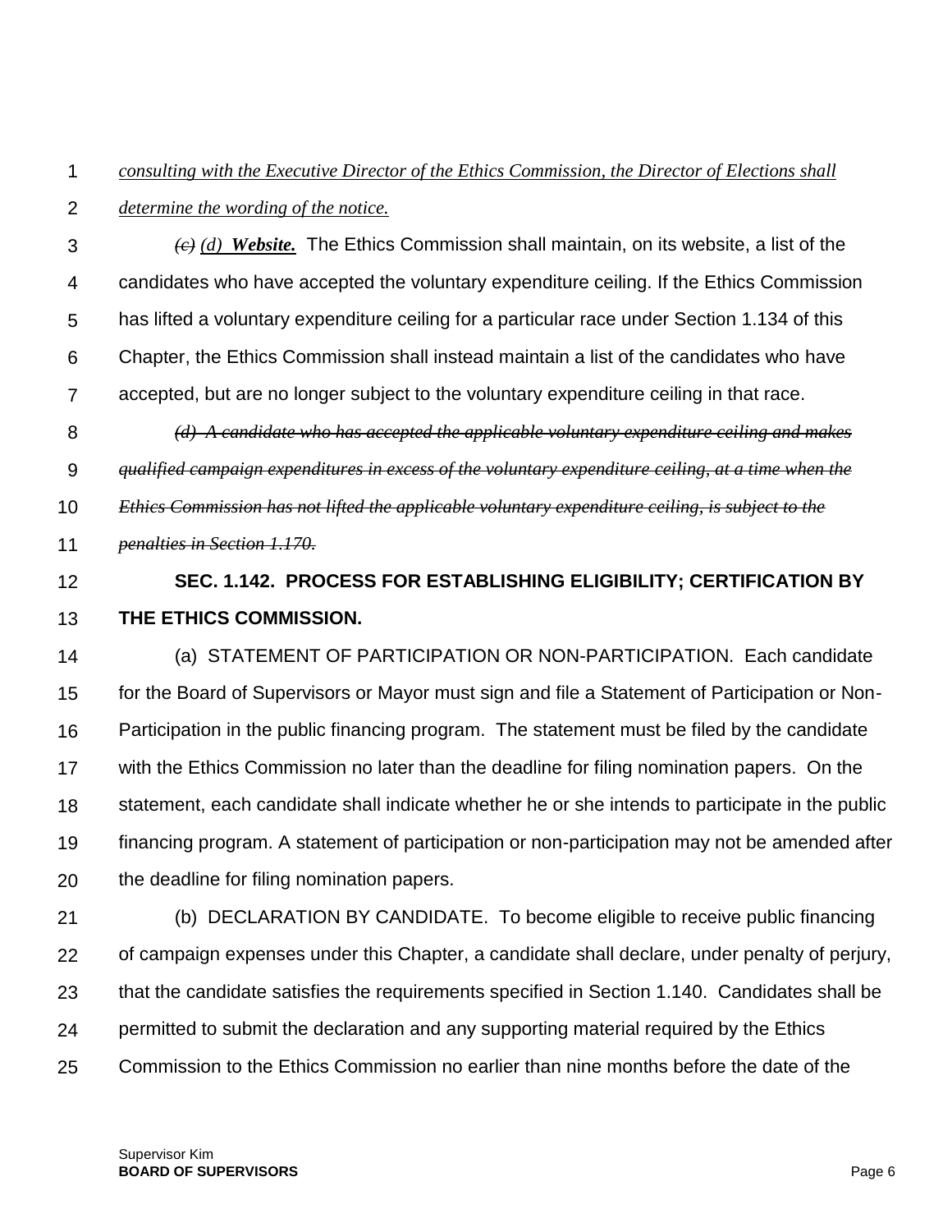*consulting with the Executive Director of the Ethics Commission, the Director of Elections shall determine the wording of the notice.*

~~*(c)*~~ *(d)* ***Website.*** The Ethics Commission shall maintain, on its website, a list of the candidates who have accepted the voluntary expenditure ceiling. If the Ethics Commission has lifted a voluntary expenditure ceiling for a particular race under Section 1.134 of this Chapter, the Ethics Commission shall instead maintain a list of the candidates who have accepted, but are no longer subject to the voluntary expenditure ceiling in that race.

~~*(d) A candidate who has accepted the applicable voluntary expenditure ceiling and makes qualified campaign expenditures in excess of the voluntary expenditure ceiling, at a time when the Ethics Commission has not lifted the applicable voluntary expenditure ceiling, is subject to the penalties in Section 1.170.*~~

**SEC. 1.142. PROCESS FOR ESTABLISHING ELIGIBILITY; CERTIFICATION BY THE ETHICS COMMISSION.**

(a) STATEMENT OF PARTICIPATION OR NON-PARTICIPATION. Each candidate for the Board of Supervisors or Mayor must sign and file a Statement of Participation or Non-Participation in the public financing program. The statement must be filed by the candidate with the Ethics Commission no later than the deadline for filing nomination papers. On the statement, each candidate shall indicate whether he or she intends to participate in the public financing program. A statement of participation or non-participation may not be amended after the deadline for filing nomination papers.

(b) DECLARATION BY CANDIDATE. To become eligible to receive public financing of campaign expenses under this Chapter, a candidate shall declare, under penalty of perjury, that the candidate satisfies the requirements specified in Section 1.140. Candidates shall be permitted to submit the declaration and any supporting material required by the Ethics Commission to the Ethics Commission no earlier than nine months before the date of the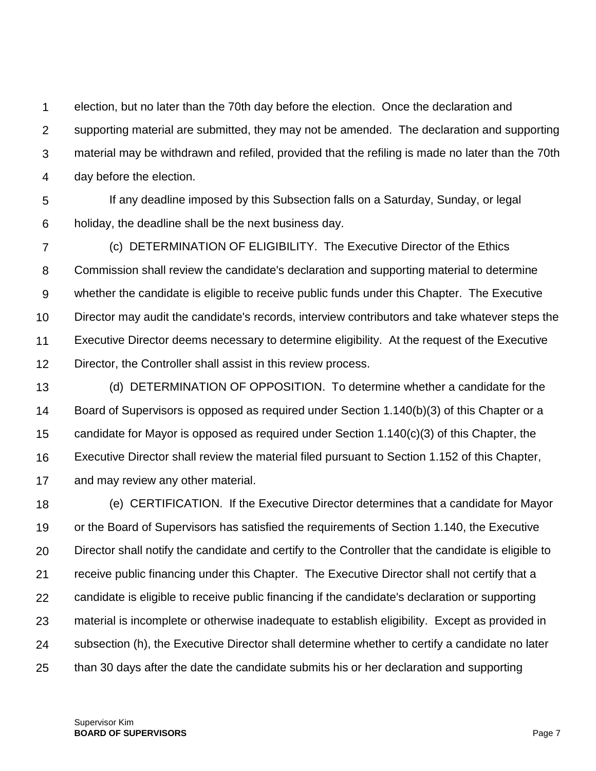election, but no later than the 70th day before the election. Once the declaration and supporting material are submitted, they may not be amended. The declaration and supporting material may be withdrawn and refiled, provided that the refiling is made no later than the 70th day before the election.

If any deadline imposed by this Subsection falls on a Saturday, Sunday, or legal holiday, the deadline shall be the next business day.

(c) DETERMINATION OF ELIGIBILITY. The Executive Director of the Ethics Commission shall review the candidate's declaration and supporting material to determine whether the candidate is eligible to receive public funds under this Chapter. The Executive Director may audit the candidate's records, interview contributors and take whatever steps the Executive Director deems necessary to determine eligibility. At the request of the Executive Director, the Controller shall assist in this review process.

(d) DETERMINATION OF OPPOSITION. To determine whether a candidate for the Board of Supervisors is opposed as required under Section 1.140(b)(3) of this Chapter or a candidate for Mayor is opposed as required under Section 1.140(c)(3) of this Chapter, the Executive Director shall review the material filed pursuant to Section 1.152 of this Chapter, and may review any other material.

(e) CERTIFICATION. If the Executive Director determines that a candidate for Mayor or the Board of Supervisors has satisfied the requirements of Section 1.140, the Executive Director shall notify the candidate and certify to the Controller that the candidate is eligible to receive public financing under this Chapter. The Executive Director shall not certify that a candidate is eligible to receive public financing if the candidate's declaration or supporting material is incomplete or otherwise inadequate to establish eligibility. Except as provided in subsection (h), the Executive Director shall determine whether to certify a candidate no later than 30 days after the date the candidate submits his or her declaration and supporting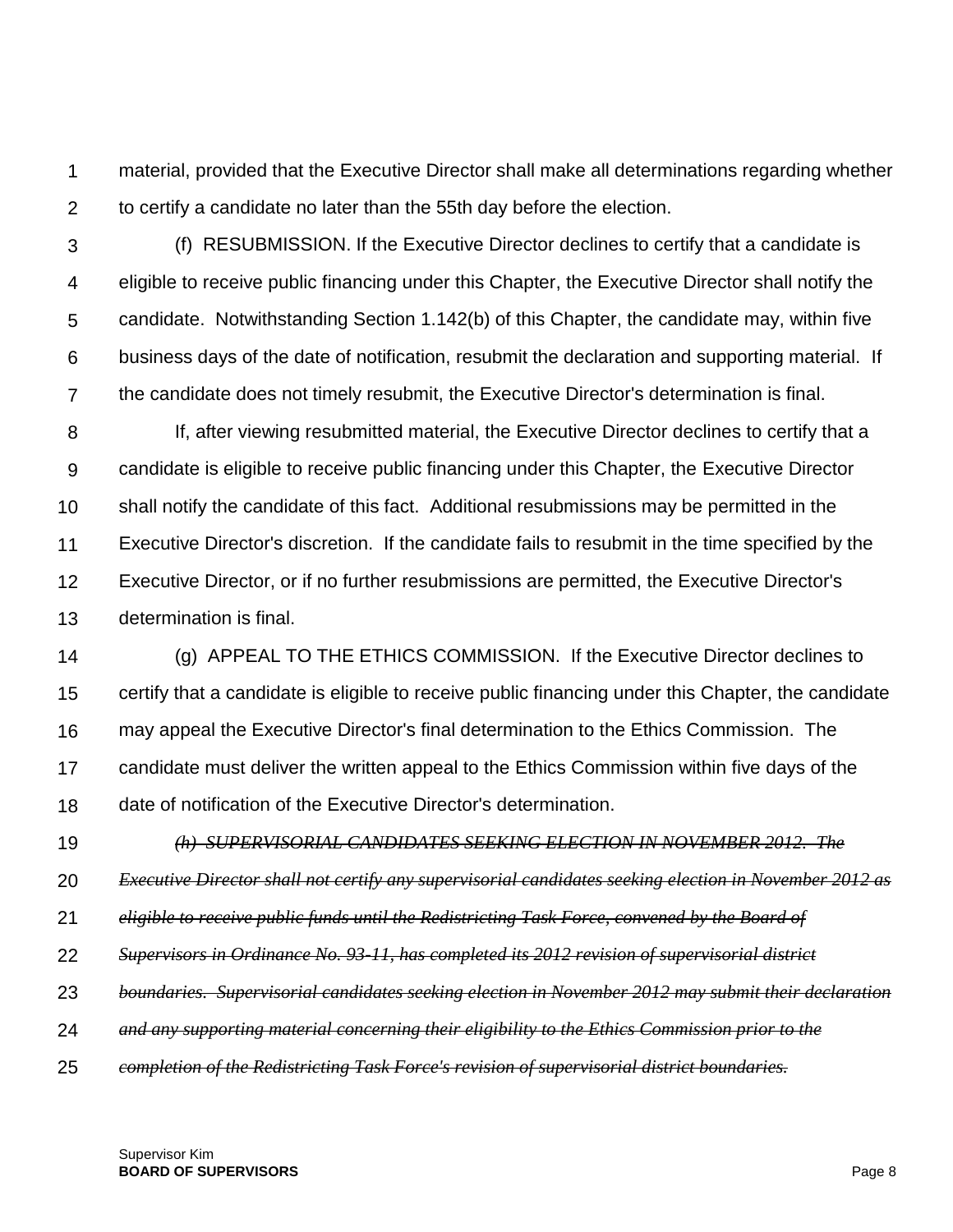material, provided that the Executive Director shall make all determinations regarding whether to certify a candidate no later than the 55th day before the election.

(f) RESUBMISSION. If the Executive Director declines to certify that a candidate is eligible to receive public financing under this Chapter, the Executive Director shall notify the candidate. Notwithstanding Section 1.142(b) of this Chapter, the candidate may, within five business days of the date of notification, resubmit the declaration and supporting material. If the candidate does not timely resubmit, the Executive Director's determination is final.

If, after viewing resubmitted material, the Executive Director declines to certify that a candidate is eligible to receive public financing under this Chapter, the Executive Director shall notify the candidate of this fact. Additional resubmissions may be permitted in the Executive Director's discretion. If the candidate fails to resubmit in the time specified by the Executive Director, or if no further resubmissions are permitted, the Executive Director's determination is final.

(g) APPEAL TO THE ETHICS COMMISSION. If the Executive Director declines to certify that a candidate is eligible to receive public financing under this Chapter, the candidate may appeal the Executive Director's final determination to the Ethics Commission. The candidate must deliver the written appeal to the Ethics Commission within five days of the date of notification of the Executive Director's determination.

~~*(h) SUPERVISORIAL CANDIDATES SEEKING ELECTION IN NOVEMBER 2012. The Executive Director shall not certify any supervisorial candidates seeking election in November 2012 as eligible to receive public funds until the Redistricting Task Force, convened by the Board of Supervisors in Ordinance No. 93-11, has completed its 2012 revision of supervisorial district boundaries. Supervisorial candidates seeking election in November 2012 may submit their declaration and any supporting material concerning their eligibility to the Ethics Commission prior to the completion of the Redistricting Task Force's revision of supervisorial district boundaries.*~~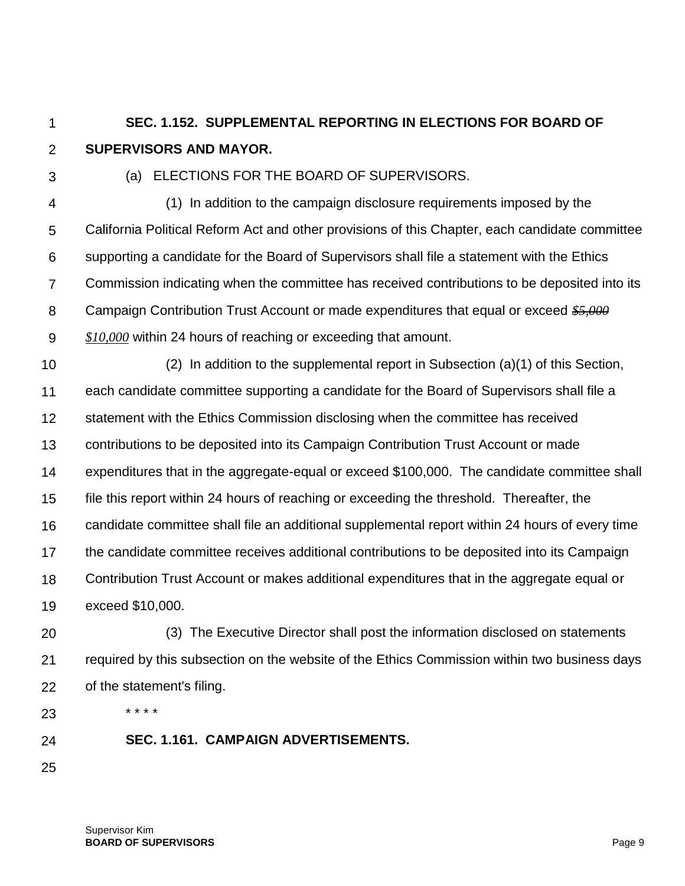**SEC. 1.152. SUPPLEMENTAL REPORTING IN ELECTIONS FOR BOARD OF SUPERVISORS AND MAYOR.**

(a) ELECTIONS FOR THE BOARD OF SUPERVISORS.

(1) In addition to the campaign disclosure requirements imposed by the California Political Reform Act and other provisions of this Chapter, each candidate committee supporting a candidate for the Board of Supervisors shall file a statement with the Ethics Commission indicating when the committee has received contributions to be deposited into its Campaign Contribution Trust Account or made expenditures that equal or exceed ~~*$5,000*~~ *$10,000* within 24 hours of reaching or exceeding that amount.

(2) In addition to the supplemental report in Subsection (a)(1) of this Section, each candidate committee supporting a candidate for the Board of Supervisors shall file a statement with the Ethics Commission disclosing when the committee has received contributions to be deposited into its Campaign Contribution Trust Account or made expenditures that in the aggregate-equal or exceed $100,000. The candidate committee shall file this report within 24 hours of reaching or exceeding the threshold. Thereafter, the candidate committee shall file an additional supplemental report within 24 hours of every time the candidate committee receives additional contributions to be deposited into its Campaign Contribution Trust Account or makes additional expenditures that in the aggregate equal or exceed $10,000.

(3) The Executive Director shall post the information disclosed on statements required by this subsection on the website of the Ethics Commission within two business days of the statement's filing.

* * * *

**SEC. 1.161. CAMPAIGN ADVERTISEMENTS.**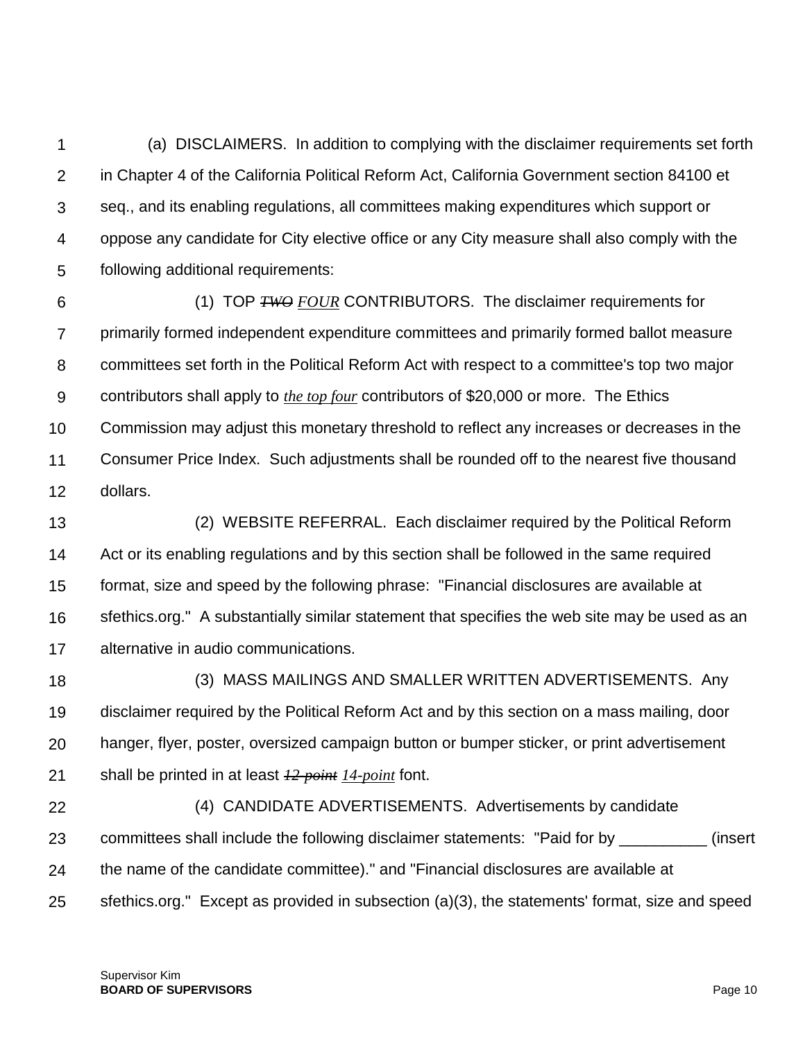(a) DISCLAIMERS. In addition to complying with the disclaimer requirements set forth in Chapter 4 of the California Political Reform Act, California Government section 84100 et seq., and its enabling regulations, all committees making expenditures which support or oppose any candidate for City elective office or any City measure shall also comply with the following additional requirements:

(1) TOP ~~*TWO*~~ *FOUR* CONTRIBUTORS. The disclaimer requirements for primarily formed independent expenditure committees and primarily formed ballot measure committees set forth in the Political Reform Act with respect to a committee's top two major contributors shall apply to *the top four* contributors of $20,000 or more. The Ethics Commission may adjust this monetary threshold to reflect any increases or decreases in the Consumer Price Index. Such adjustments shall be rounded off to the nearest five thousand dollars.

(2) WEBSITE REFERRAL. Each disclaimer required by the Political Reform Act or its enabling regulations and by this section shall be followed in the same required format, size and speed by the following phrase: "Financial disclosures are available at sfethics.org." A substantially similar statement that specifies the web site may be used as an alternative in audio communications.

(3) MASS MAILINGS AND SMALLER WRITTEN ADVERTISEMENTS. Any disclaimer required by the Political Reform Act and by this section on a mass mailing, door hanger, flyer, poster, oversized campaign button or bumper sticker, or print advertisement shall be printed in at least ~~*12-point*~~ *14-point* font.

(4) CANDIDATE ADVERTISEMENTS. Advertisements by candidate committees shall include the following disclaimer statements: "Paid for by __________ (insert the name of the candidate committee)." and "Financial disclosures are available at sfethics.org." Except as provided in subsection (a)(3), the statements' format, size and speed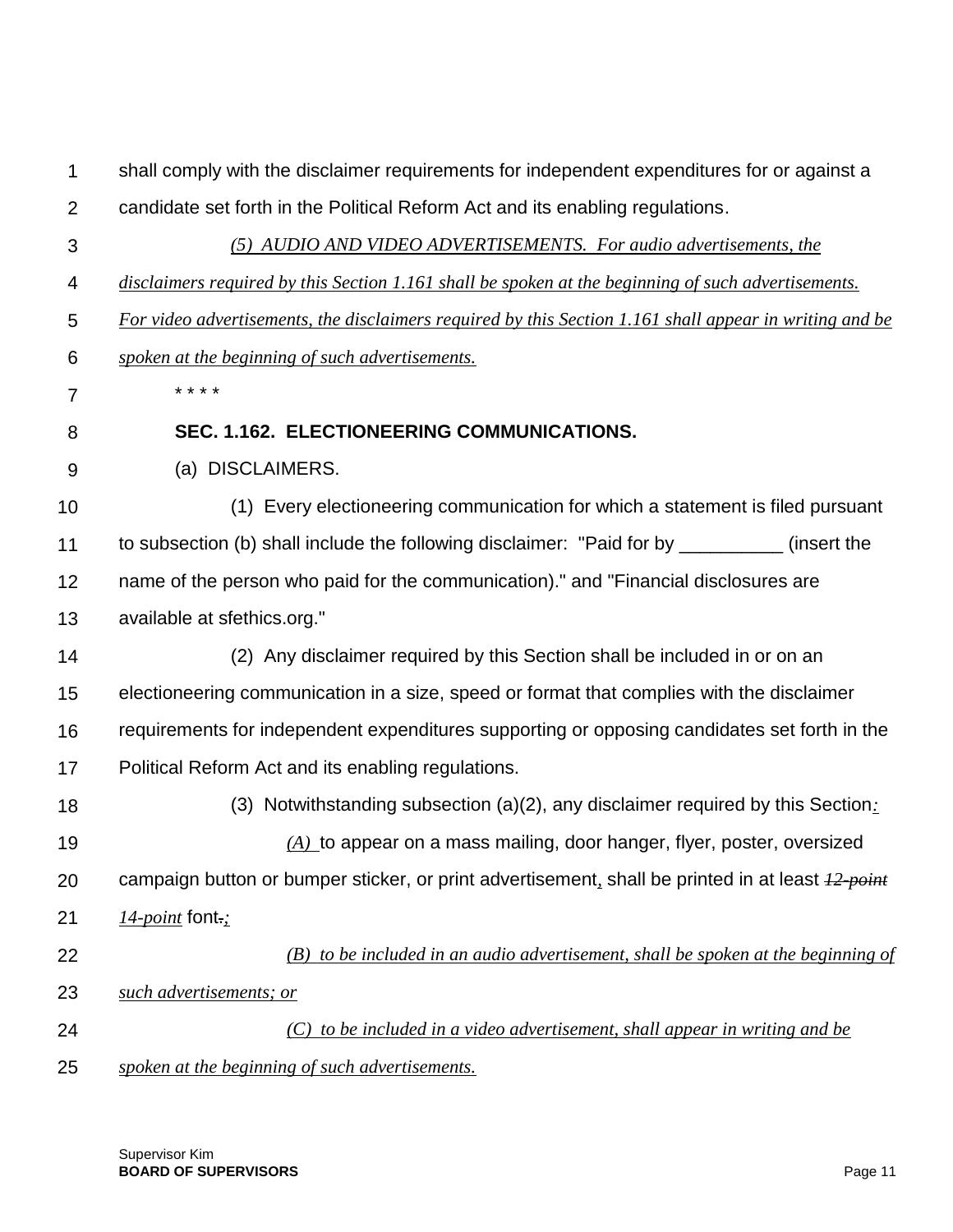shall comply with the disclaimer requirements for independent expenditures for or against a candidate set forth in the Political Reform Act and its enabling regulations.

*(5) AUDIO AND VIDEO ADVERTISEMENTS. For audio advertisements, the disclaimers required by this Section 1.161 shall be spoken at the beginning of such advertisements. For video advertisements, the disclaimers required by this Section 1.161 shall appear in writing and be spoken at the beginning of such advertisements.*

\* \* \* \*

**SEC. 1.162. ELECTIONEERING COMMUNICATIONS.**

(a) DISCLAIMERS.

(1) Every electioneering communication for which a statement is filed pursuant to subsection (b) shall include the following disclaimer: "Paid for by __________ (insert the name of the person who paid for the communication)." and "Financial disclosures are available at sfethics.org."

(2) Any disclaimer required by this Section shall be included in or on an electioneering communication in a size, speed or format that complies with the disclaimer requirements for independent expenditures supporting or opposing candidates set forth in the Political Reform Act and its enabling regulations.

(3) Notwithstanding subsection (a)(2), any disclaimer required by this Section*:*

*(A)* to appear on a mass mailing, door hanger, flyer, poster, oversized campaign button or bumper sticker, or print advertisement, shall be printed in at least ~~*12-point*~~ *14-point* font~~.~~*;*

*(B) to be included in an audio advertisement, shall be spoken at the beginning of such advertisements; or*

*(C) to be included in a video advertisement, shall appear in writing and be spoken at the beginning of such advertisements.*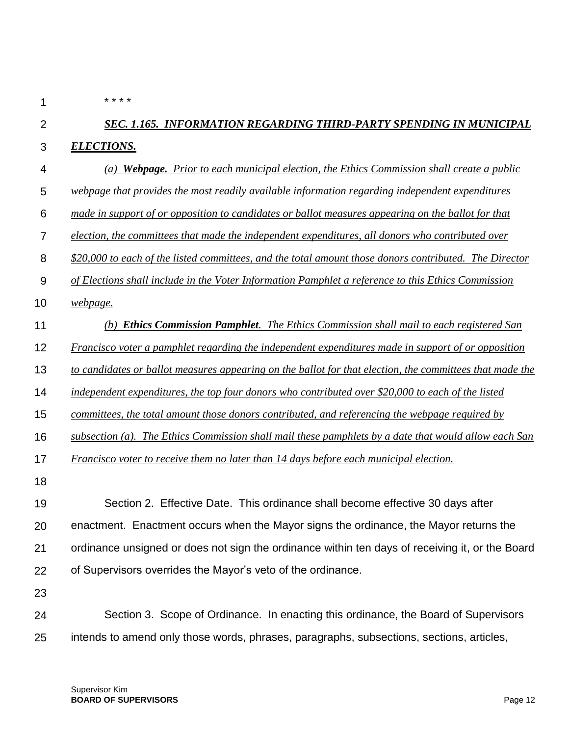\* \* \* \*

***SEC. 1.165. INFORMATION REGARDING THIRD-PARTY SPENDING IN MUNICIPAL ELECTIONS.***

*(a) **Webpage.** Prior to each municipal election, the Ethics Commission shall create a public webpage that provides the most readily available information regarding independent expenditures made in support of or opposition to candidates or ballot measures appearing on the ballot for that election, the committees that made the independent expenditures, all donors who contributed over $20,000 to each of the listed committees, and the total amount those donors contributed. The Director of Elections shall include in the Voter Information Pamphlet a reference to this Ethics Commission webpage.*

*(b) **Ethics Commission Pamphlet**. The Ethics Commission shall mail to each registered San Francisco voter a pamphlet regarding the independent expenditures made in support of or opposition to candidates or ballot measures appearing on the ballot for that election, the committees that made the independent expenditures, the top four donors who contributed over $20,000 to each of the listed committees, the total amount those donors contributed, and referencing the webpage required by subsection (a). The Ethics Commission shall mail these pamphlets by a date that would allow each San Francisco voter to receive them no later than 14 days before each municipal election.*

Section 2. Effective Date. This ordinance shall become effective 30 days after enactment. Enactment occurs when the Mayor signs the ordinance, the Mayor returns the ordinance unsigned or does not sign the ordinance within ten days of receiving it, or the Board of Supervisors overrides the Mayor's veto of the ordinance.

Section 3. Scope of Ordinance. In enacting this ordinance, the Board of Supervisors intends to amend only those words, phrases, paragraphs, subsections, sections, articles,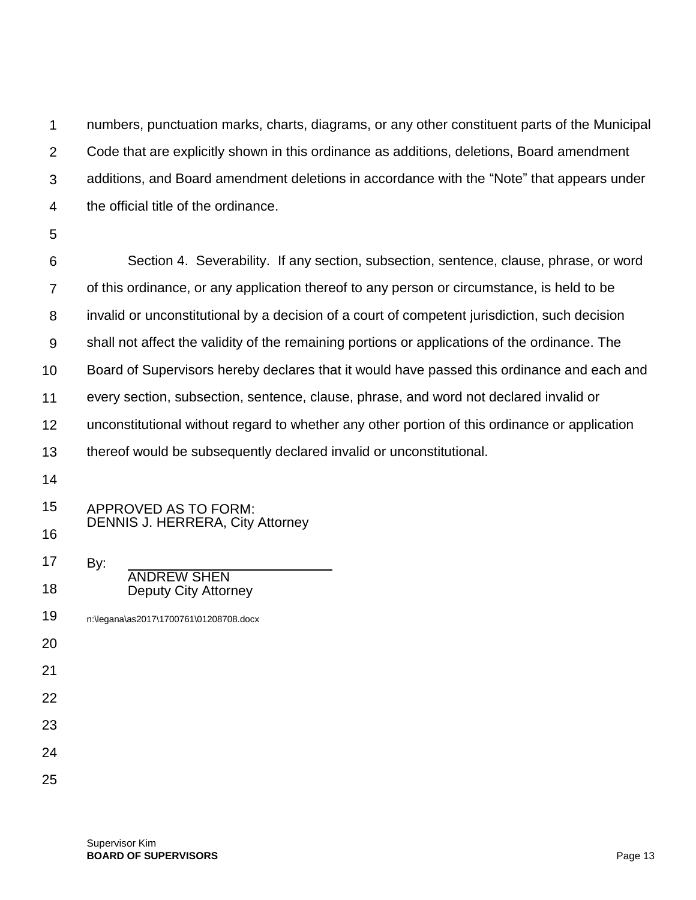numbers, punctuation marks, charts, diagrams, or any other constituent parts of the Municipal Code that are explicitly shown in this ordinance as additions, deletions, Board amendment additions, and Board amendment deletions in accordance with the "Note" that appears under the official title of the ordinance.

Section 4. Severability. If any section, subsection, sentence, clause, phrase, or word of this ordinance, or any application thereof to any person or circumstance, is held to be invalid or unconstitutional by a decision of a court of competent jurisdiction, such decision shall not affect the validity of the remaining portions or applications of the ordinance. The Board of Supervisors hereby declares that it would have passed this ordinance and each and every section, subsection, sentence, clause, phrase, and word not declared invalid or unconstitutional without regard to whether any other portion of this ordinance or application thereof would be subsequently declared invalid or unconstitutional.

APPROVED AS TO FORM:
DENNIS J. HERRERA, City Attorney

By: ____________________________
ANDREW SHEN
Deputy City Attorney

n:\legana\as2017\1700761\01208708.docx